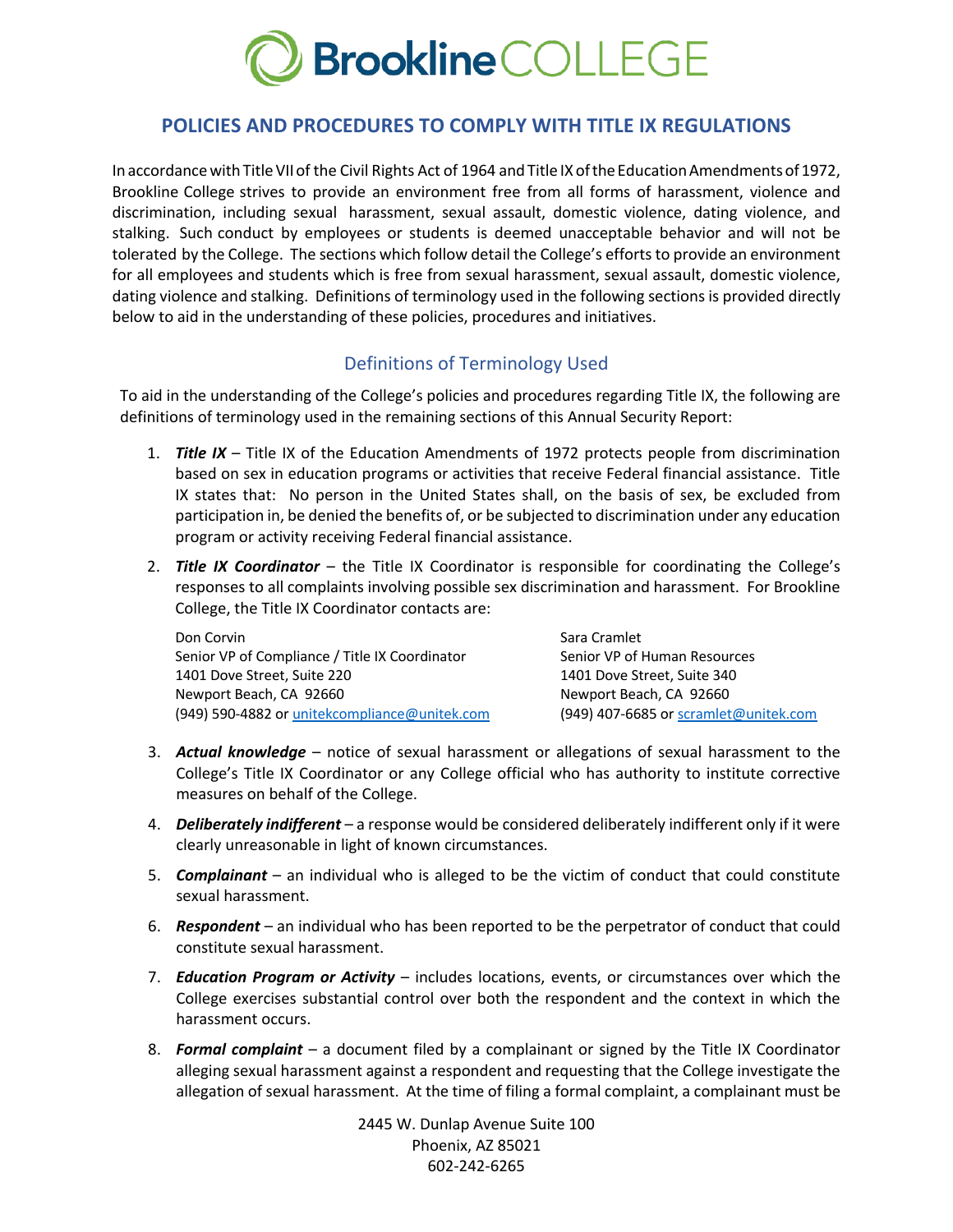# Brookline COLLEGE

## POLICIES AND PROCEDURES TO COMPLY WITH TITLE IX REGULATIONS

In accordance with Title VII of the Civil Rights Act of 1964 and Title IX of the Education Amendments of 1972, Brookline College strives to provide an environment free from all forms of harassment, violence and discrimination, including sexual harassment, sexual assault, domestic violence, dating violence, and stalking. Such conduct by employees or students is deemed unacceptable behavior and will not be tolerated by the College. The sections which follow detail the College's efforts to provide an environment for all employees and students which is free from sexual harassment, sexual assault, domestic violence, dating violence and stalking. Definitions of terminology used in the following sections is provided directly below to aid in the understanding of these policies, procedures and initiatives.

### Definitions of Terminology Used

To aid in the understanding of the College's policies and procedures regarding Title IX, the following are definitions of terminology used in the remaining sections of this Annual Security Report:

1. ***Title IX*** – Title IX of the Education Amendments of 1972 protects people from discrimination based on sex in education programs or activities that receive Federal financial assistance. Title IX states that: No person in the United States shall, on the basis of sex, be excluded from participation in, be denied the benefits of, or be subjected to discrimination under any education program or activity receiving Federal financial assistance.

2. ***Title IX Coordinator*** – the Title IX Coordinator is responsible for coordinating the College's responses to all complaints involving possible sex discrimination and harassment. For Brookline College, the Title IX Coordinator contacts are:

   Don Corvin
   Senior VP of Compliance / Title IX Coordinator
   1401 Dove Street, Suite 220
   Newport Beach, CA 92660
   (949) 590-4882 or unitekcompliance@unitek.com

   Sara Cramlet
   Senior VP of Human Resources
   1401 Dove Street, Suite 340
   Newport Beach, CA 92660
   (949) 407-6685 or scramlet@unitek.com

3. ***Actual knowledge*** – notice of sexual harassment or allegations of sexual harassment to the College's Title IX Coordinator or any College official who has authority to institute corrective measures on behalf of the College.

4. ***Deliberately indifferent*** – a response would be considered deliberately indifferent only if it were clearly unreasonable in light of known circumstances.

5. ***Complainant*** – an individual who is alleged to be the victim of conduct that could constitute sexual harassment.

6. ***Respondent*** – an individual who has been reported to be the perpetrator of conduct that could constitute sexual harassment.

7. ***Education Program or Activity*** – includes locations, events, or circumstances over which the College exercises substantial control over both the respondent and the context in which the harassment occurs.

8. ***Formal complaint*** – a document filed by a complainant or signed by the Title IX Coordinator alleging sexual harassment against a respondent and requesting that the College investigate the allegation of sexual harassment. At the time of filing a formal complaint, a complainant must be

2445 W. Dunlap Avenue Suite 100
Phoenix, AZ 85021
602-242-6265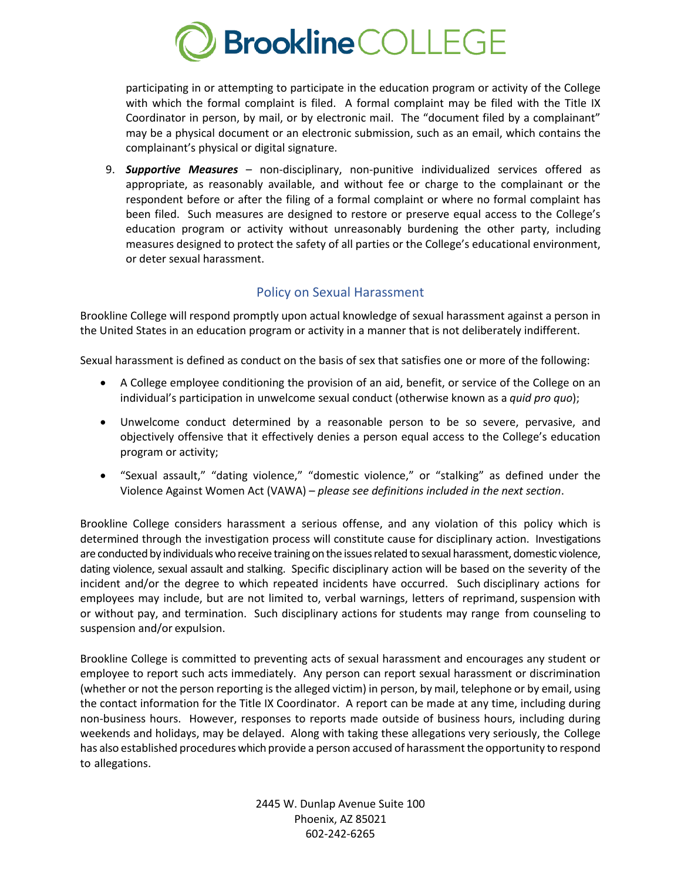participating in or attempting to participate in the education program or activity of the College with which the formal complaint is filed. A formal complaint may be filed with the Title IX Coordinator in person, by mail, or by electronic mail. The "document filed by a complainant" may be a physical document or an electronic submission, such as an email, which contains the complainant's physical or digital signature.

9. ***Supportive Measures*** – non-disciplinary, non-punitive individualized services offered as appropriate, as reasonably available, and without fee or charge to the complainant or the respondent before or after the filing of a formal complaint or where no formal complaint has been filed. Such measures are designed to restore or preserve equal access to the College's education program or activity without unreasonably burdening the other party, including measures designed to protect the safety of all parties or the College's educational environment, or deter sexual harassment.

## Policy on Sexual Harassment

Brookline College will respond promptly upon actual knowledge of sexual harassment against a person in the United States in an education program or activity in a manner that is not deliberately indifferent.

Sexual harassment is defined as conduct on the basis of sex that satisfies one or more of the following:

- A College employee conditioning the provision of an aid, benefit, or service of the College on an individual's participation in unwelcome sexual conduct (otherwise known as a *quid pro quo*);
- Unwelcome conduct determined by a reasonable person to be so severe, pervasive, and objectively offensive that it effectively denies a person equal access to the College's education program or activity;
- "Sexual assault," "dating violence," "domestic violence," or "stalking" as defined under the Violence Against Women Act (VAWA) – *please see definitions included in the next section*.

Brookline College considers harassment a serious offense, and any violation of this policy which is determined through the investigation process will constitute cause for disciplinary action. Investigations are conducted by individuals who receive training on the issues related to sexual harassment, domestic violence, dating violence, sexual assault and stalking. Specific disciplinary action will be based on the severity of the incident and/or the degree to which repeated incidents have occurred. Such disciplinary actions for employees may include, but are not limited to, verbal warnings, letters of reprimand, suspension with or without pay, and termination. Such disciplinary actions for students may range from counseling to suspension and/or expulsion.

Brookline College is committed to preventing acts of sexual harassment and encourages any student or employee to report such acts immediately. Any person can report sexual harassment or discrimination (whether or not the person reporting is the alleged victim) in person, by mail, telephone or by email, using the contact information for the Title IX Coordinator. A report can be made at any time, including during non-business hours. However, responses to reports made outside of business hours, including during weekends and holidays, may be delayed. Along with taking these allegations very seriously, the College has also established procedures which provide a person accused of harassment the opportunity to respond to allegations.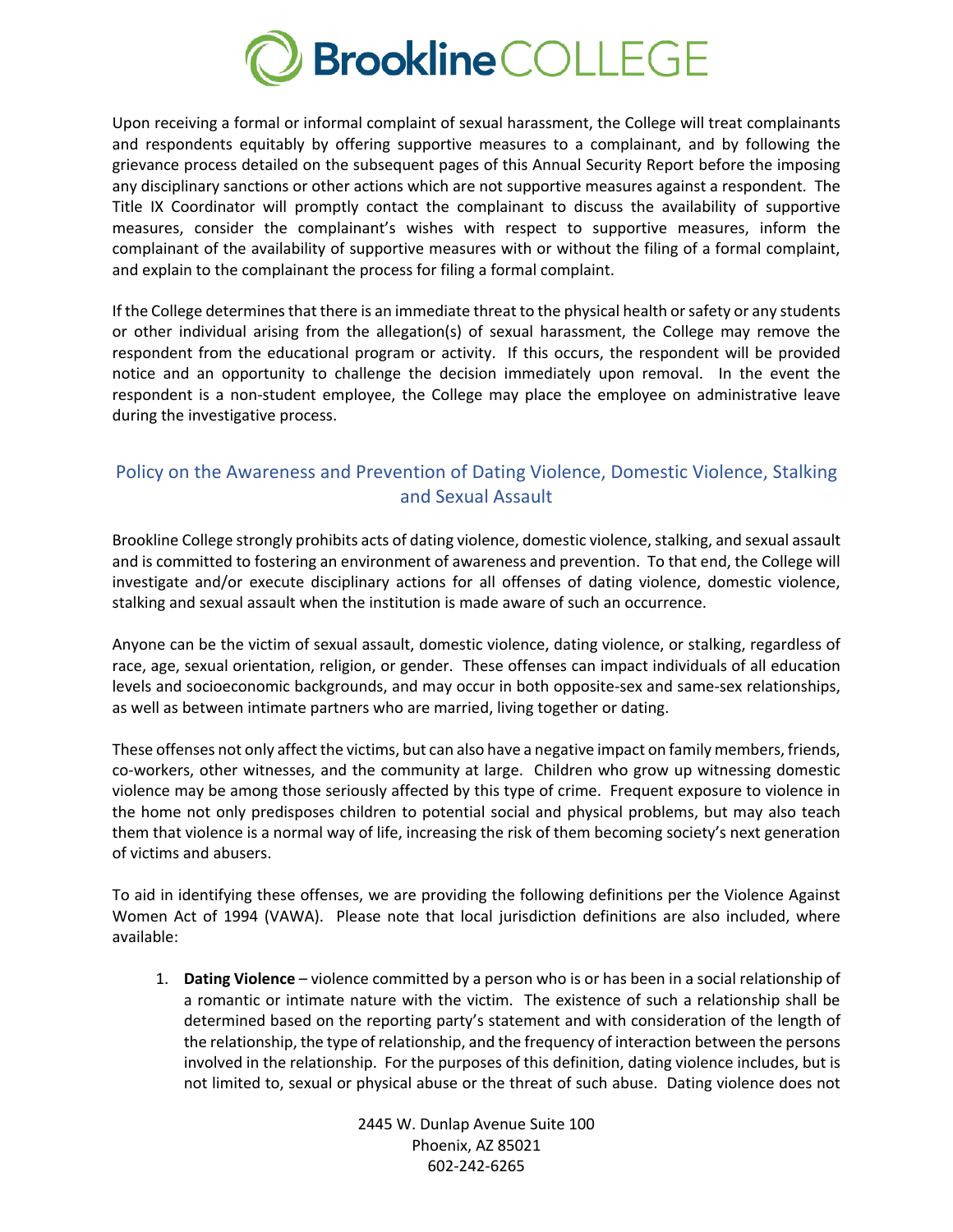Upon receiving a formal or informal complaint of sexual harassment, the College will treat complainants and respondents equitably by offering supportive measures to a complainant, and by following the grievance process detailed on the subsequent pages of this Annual Security Report before the imposing any disciplinary sanctions or other actions which are not supportive measures against a respondent. The Title IX Coordinator will promptly contact the complainant to discuss the availability of supportive measures, consider the complainant's wishes with respect to supportive measures, inform the complainant of the availability of supportive measures with or without the filing of a formal complaint, and explain to the complainant the process for filing a formal complaint.

If the College determines that there is an immediate threat to the physical health or safety or any students or other individual arising from the allegation(s) of sexual harassment, the College may remove the respondent from the educational program or activity. If this occurs, the respondent will be provided notice and an opportunity to challenge the decision immediately upon removal. In the event the respondent is a non-student employee, the College may place the employee on administrative leave during the investigative process.

## Policy on the Awareness and Prevention of Dating Violence, Domestic Violence, Stalking and Sexual Assault

Brookline College strongly prohibits acts of dating violence, domestic violence, stalking, and sexual assault and is committed to fostering an environment of awareness and prevention. To that end, the College will investigate and/or execute disciplinary actions for all offenses of dating violence, domestic violence, stalking and sexual assault when the institution is made aware of such an occurrence.

Anyone can be the victim of sexual assault, domestic violence, dating violence, or stalking, regardless of race, age, sexual orientation, religion, or gender. These offenses can impact individuals of all education levels and socioeconomic backgrounds, and may occur in both opposite-sex and same-sex relationships, as well as between intimate partners who are married, living together or dating.

These offenses not only affect the victims, but can also have a negative impact on family members, friends, co-workers, other witnesses, and the community at large. Children who grow up witnessing domestic violence may be among those seriously affected by this type of crime. Frequent exposure to violence in the home not only predisposes children to potential social and physical problems, but may also teach them that violence is a normal way of life, increasing the risk of them becoming society's next generation of victims and abusers.

To aid in identifying these offenses, we are providing the following definitions per the Violence Against Women Act of 1994 (VAWA). Please note that local jurisdiction definitions are also included, where available:

1. **Dating Violence** – violence committed by a person who is or has been in a social relationship of a romantic or intimate nature with the victim. The existence of such a relationship shall be determined based on the reporting party's statement and with consideration of the length of the relationship, the type of relationship, and the frequency of interaction between the persons involved in the relationship. For the purposes of this definition, dating violence includes, but is not limited to, sexual or physical abuse or the threat of such abuse. Dating violence does not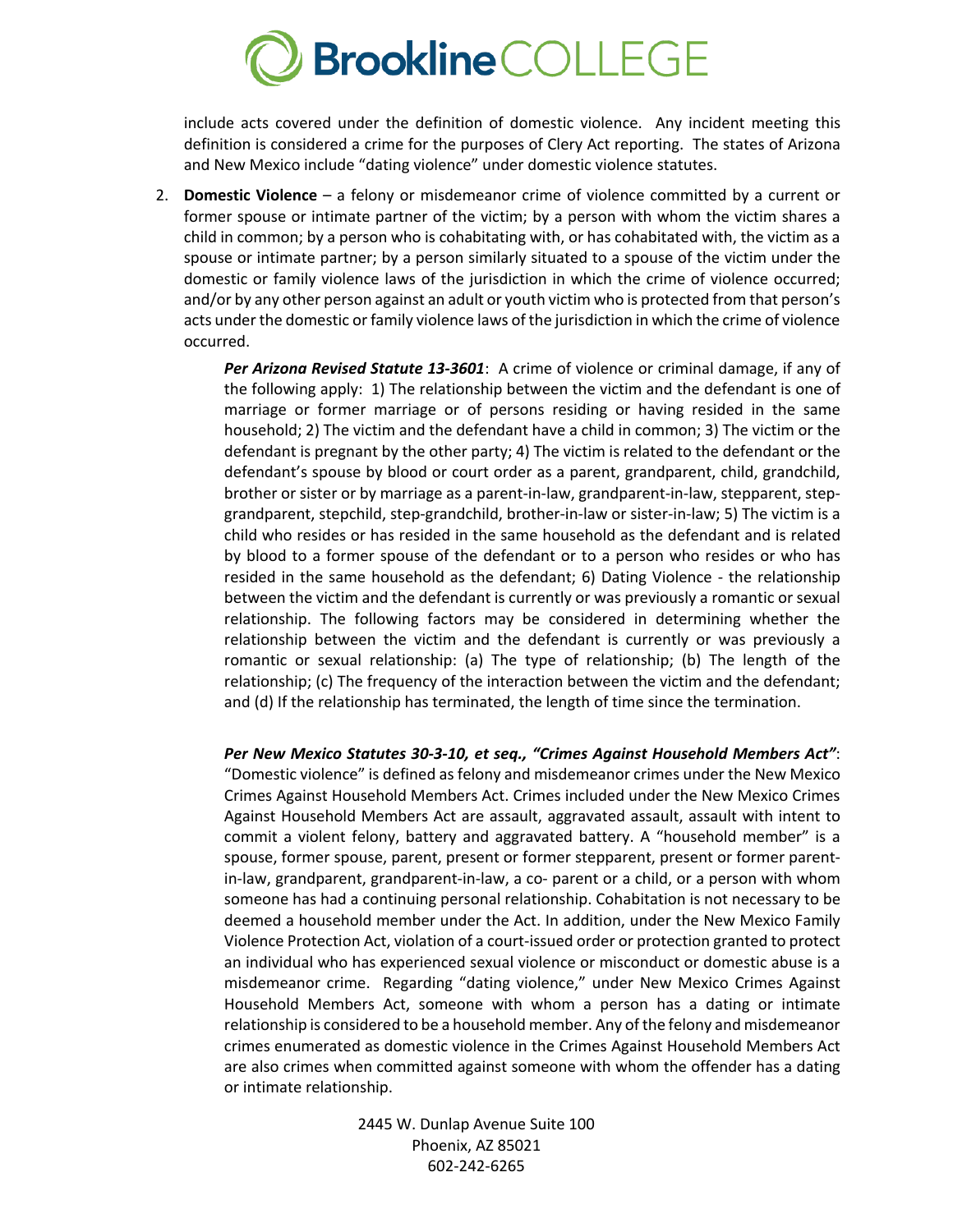include acts covered under the definition of domestic violence. Any incident meeting this definition is considered a crime for the purposes of Clery Act reporting. The states of Arizona and New Mexico include "dating violence" under domestic violence statutes.

2. **Domestic Violence** – a felony or misdemeanor crime of violence committed by a current or former spouse or intimate partner of the victim; by a person with whom the victim shares a child in common; by a person who is cohabitating with, or has cohabitated with, the victim as a spouse or intimate partner; by a person similarly situated to a spouse of the victim under the domestic or family violence laws of the jurisdiction in which the crime of violence occurred; and/or by any other person against an adult or youth victim who is protected from that person's acts under the domestic or family violence laws of the jurisdiction in which the crime of violence occurred.

   ***Per Arizona Revised Statute 13-3601***: A crime of violence or criminal damage, if any of the following apply: 1) The relationship between the victim and the defendant is one of marriage or former marriage or of persons residing or having resided in the same household; 2) The victim and the defendant have a child in common; 3) The victim or the defendant is pregnant by the other party; 4) The victim is related to the defendant or the defendant's spouse by blood or court order as a parent, grandparent, child, grandchild, brother or sister or by marriage as a parent-in-law, grandparent-in-law, stepparent, step-grandparent, stepchild, step-grandchild, brother-in-law or sister-in-law; 5) The victim is a child who resides or has resided in the same household as the defendant and is related by blood to a former spouse of the defendant or to a person who resides or who has resided in the same household as the defendant; 6) Dating Violence - the relationship between the victim and the defendant is currently or was previously a romantic or sexual relationship. The following factors may be considered in determining whether the relationship between the victim and the defendant is currently or was previously a romantic or sexual relationship: (a) The type of relationship; (b) The length of the relationship; (c) The frequency of the interaction between the victim and the defendant; and (d) If the relationship has terminated, the length of time since the termination.

   ***Per New Mexico Statutes 30-3-10, et seq., "Crimes Against Household Members Act"***: "Domestic violence" is defined as felony and misdemeanor crimes under the New Mexico Crimes Against Household Members Act. Crimes included under the New Mexico Crimes Against Household Members Act are assault, aggravated assault, assault with intent to commit a violent felony, battery and aggravated battery. A "household member" is a spouse, former spouse, parent, present or former stepparent, present or former parent-in-law, grandparent, grandparent-in-law, a co- parent or a child, or a person with whom someone has had a continuing personal relationship. Cohabitation is not necessary to be deemed a household member under the Act. In addition, under the New Mexico Family Violence Protection Act, violation of a court-issued order or protection granted to protect an individual who has experienced sexual violence or misconduct or domestic abuse is a misdemeanor crime. Regarding "dating violence," under New Mexico Crimes Against Household Members Act, someone with whom a person has a dating or intimate relationship is considered to be a household member. Any of the felony and misdemeanor crimes enumerated as domestic violence in the Crimes Against Household Members Act are also crimes when committed against someone with whom the offender has a dating or intimate relationship.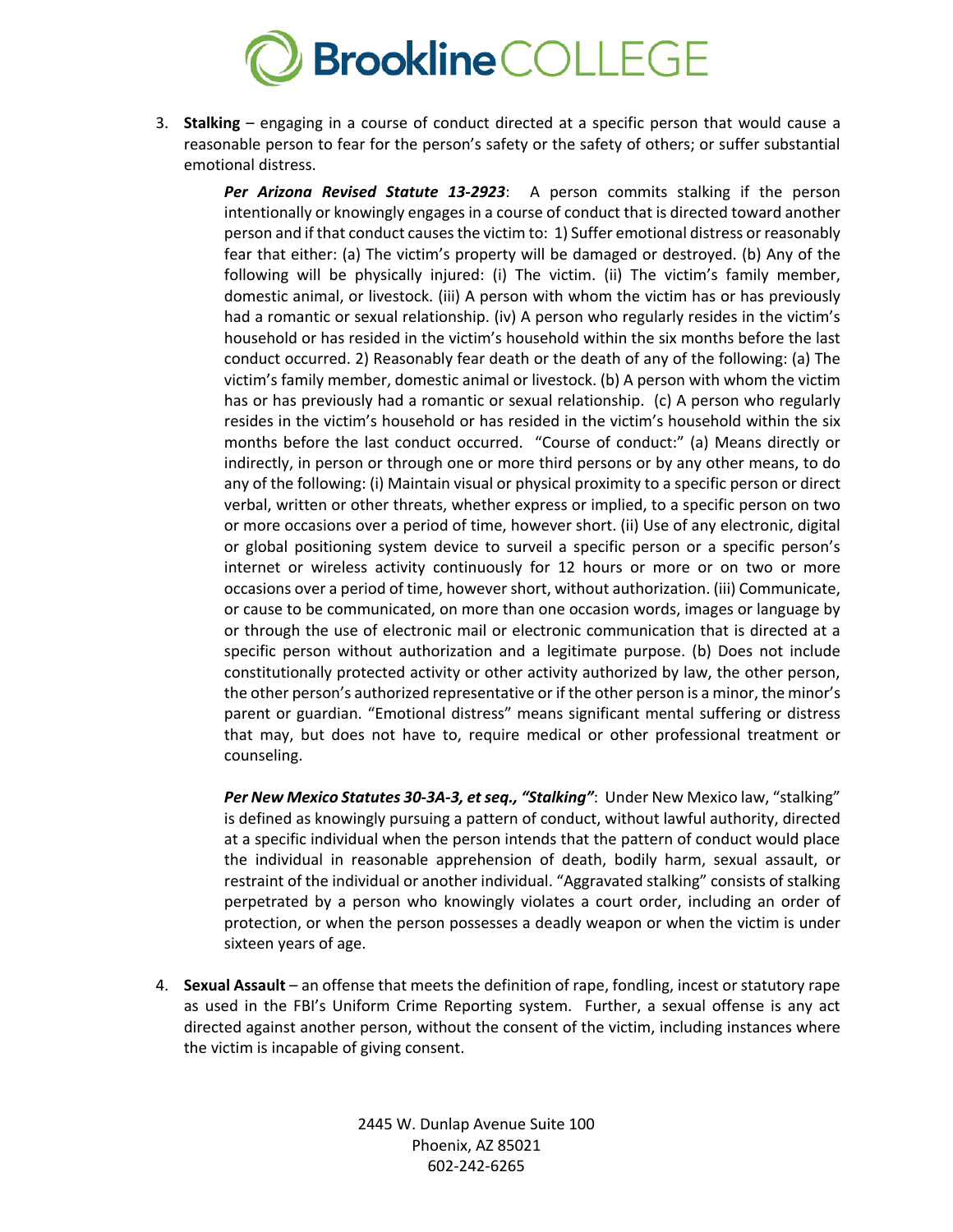3. **Stalking** – engaging in a course of conduct directed at a specific person that would cause a reasonable person to fear for the person's safety or the safety of others; or suffer substantial emotional distress.

   ***Per Arizona Revised Statute 13-2923***: A person commits stalking if the person intentionally or knowingly engages in a course of conduct that is directed toward another person and if that conduct causes the victim to: 1) Suffer emotional distress or reasonably fear that either: (a) The victim's property will be damaged or destroyed. (b) Any of the following will be physically injured: (i) The victim. (ii) The victim's family member, domestic animal, or livestock. (iii) A person with whom the victim has or has previously had a romantic or sexual relationship. (iv) A person who regularly resides in the victim's household or has resided in the victim's household within the six months before the last conduct occurred. 2) Reasonably fear death or the death of any of the following: (a) The victim's family member, domestic animal or livestock. (b) A person with whom the victim has or has previously had a romantic or sexual relationship. (c) A person who regularly resides in the victim's household or has resided in the victim's household within the six months before the last conduct occurred. "Course of conduct:" (a) Means directly or indirectly, in person or through one or more third persons or by any other means, to do any of the following: (i) Maintain visual or physical proximity to a specific person or direct verbal, written or other threats, whether express or implied, to a specific person on two or more occasions over a period of time, however short. (ii) Use of any electronic, digital or global positioning system device to surveil a specific person or a specific person's internet or wireless activity continuously for 12 hours or more or on two or more occasions over a period of time, however short, without authorization. (iii) Communicate, or cause to be communicated, on more than one occasion words, images or language by or through the use of electronic mail or electronic communication that is directed at a specific person without authorization and a legitimate purpose. (b) Does not include constitutionally protected activity or other activity authorized by law, the other person, the other person's authorized representative or if the other person is a minor, the minor's parent or guardian. "Emotional distress" means significant mental suffering or distress that may, but does not have to, require medical or other professional treatment or counseling.

   ***Per New Mexico Statutes 30-3A-3, et seq., "Stalking"***: Under New Mexico law, "stalking" is defined as knowingly pursuing a pattern of conduct, without lawful authority, directed at a specific individual when the person intends that the pattern of conduct would place the individual in reasonable apprehension of death, bodily harm, sexual assault, or restraint of the individual or another individual. "Aggravated stalking" consists of stalking perpetrated by a person who knowingly violates a court order, including an order of protection, or when the person possesses a deadly weapon or when the victim is under sixteen years of age.

4. **Sexual Assault** – an offense that meets the definition of rape, fondling, incest or statutory rape as used in the FBI's Uniform Crime Reporting system. Further, a sexual offense is any act directed against another person, without the consent of the victim, including instances where the victim is incapable of giving consent.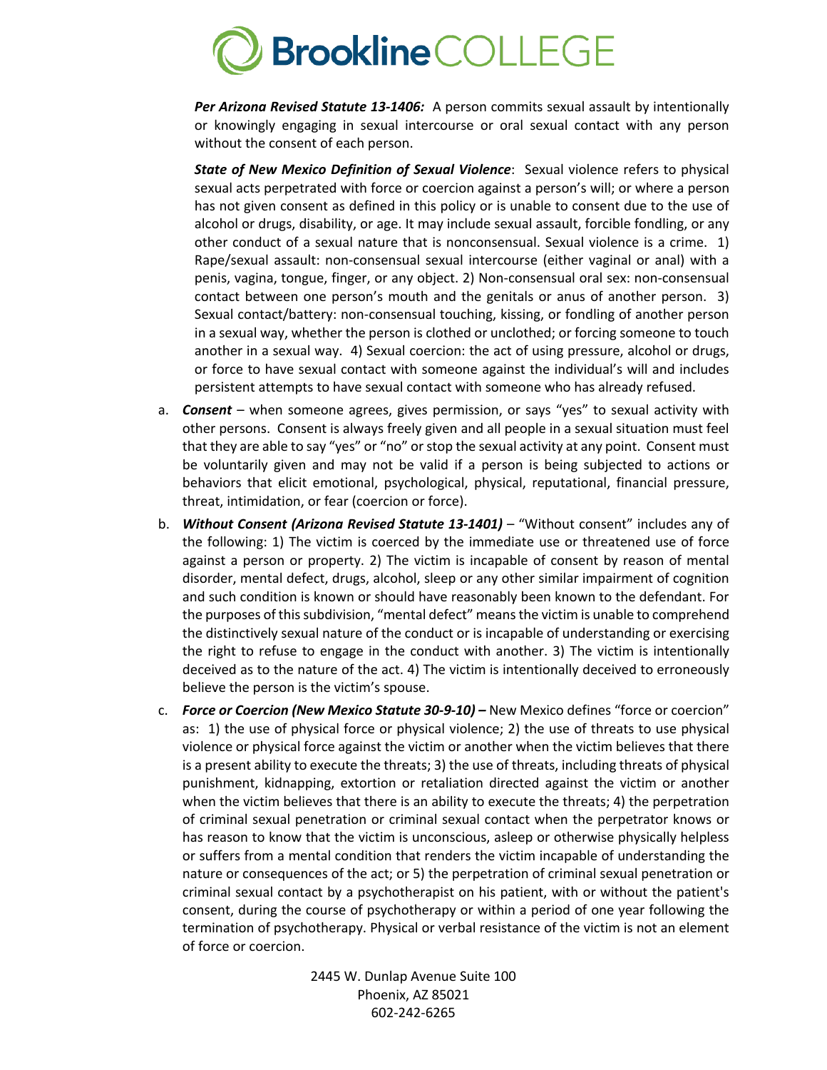***Per Arizona Revised Statute 13-1406:*** A person commits sexual assault by intentionally or knowingly engaging in sexual intercourse or oral sexual contact with any person without the consent of each person.

***State of New Mexico Definition of Sexual Violence***: Sexual violence refers to physical sexual acts perpetrated with force or coercion against a person's will; or where a person has not given consent as defined in this policy or is unable to consent due to the use of alcohol or drugs, disability, or age. It may include sexual assault, forcible fondling, or any other conduct of a sexual nature that is nonconsensual. Sexual violence is a crime. 1) Rape/sexual assault: non-consensual sexual intercourse (either vaginal or anal) with a penis, vagina, tongue, finger, or any object. 2) Non-consensual oral sex: non-consensual contact between one person's mouth and the genitals or anus of another person. 3) Sexual contact/battery: non-consensual touching, kissing, or fondling of another person in a sexual way, whether the person is clothed or unclothed; or forcing someone to touch another in a sexual way. 4) Sexual coercion: the act of using pressure, alcohol or drugs, or force to have sexual contact with someone against the individual's will and includes persistent attempts to have sexual contact with someone who has already refused.

a. ***Consent*** – when someone agrees, gives permission, or says "yes" to sexual activity with other persons. Consent is always freely given and all people in a sexual situation must feel that they are able to say "yes" or "no" or stop the sexual activity at any point. Consent must be voluntarily given and may not be valid if a person is being subjected to actions or behaviors that elicit emotional, psychological, physical, reputational, financial pressure, threat, intimidation, or fear (coercion or force).

b. ***Without Consent (Arizona Revised Statute 13-1401)*** – "Without consent" includes any of the following: 1) The victim is coerced by the immediate use or threatened use of force against a person or property. 2) The victim is incapable of consent by reason of mental disorder, mental defect, drugs, alcohol, sleep or any other similar impairment of cognition and such condition is known or should have reasonably been known to the defendant. For the purposes of this subdivision, "mental defect" means the victim is unable to comprehend the distinctively sexual nature of the conduct or is incapable of understanding or exercising the right to refuse to engage in the conduct with another. 3) The victim is intentionally deceived as to the nature of the act. 4) The victim is intentionally deceived to erroneously believe the person is the victim's spouse.

c. ***Force or Coercion (New Mexico Statute 30-9-10) –*** New Mexico defines "force or coercion" as: 1) the use of physical force or physical violence; 2) the use of threats to use physical violence or physical force against the victim or another when the victim believes that there is a present ability to execute the threats; 3) the use of threats, including threats of physical punishment, kidnapping, extortion or retaliation directed against the victim or another when the victim believes that there is an ability to execute the threats; 4) the perpetration of criminal sexual penetration or criminal sexual contact when the perpetrator knows or has reason to know that the victim is unconscious, asleep or otherwise physically helpless or suffers from a mental condition that renders the victim incapable of understanding the nature or consequences of the act; or 5) the perpetration of criminal sexual penetration or criminal sexual contact by a psychotherapist on his patient, with or without the patient's consent, during the course of psychotherapy or within a period of one year following the termination of psychotherapy. Physical or verbal resistance of the victim is not an element of force or coercion.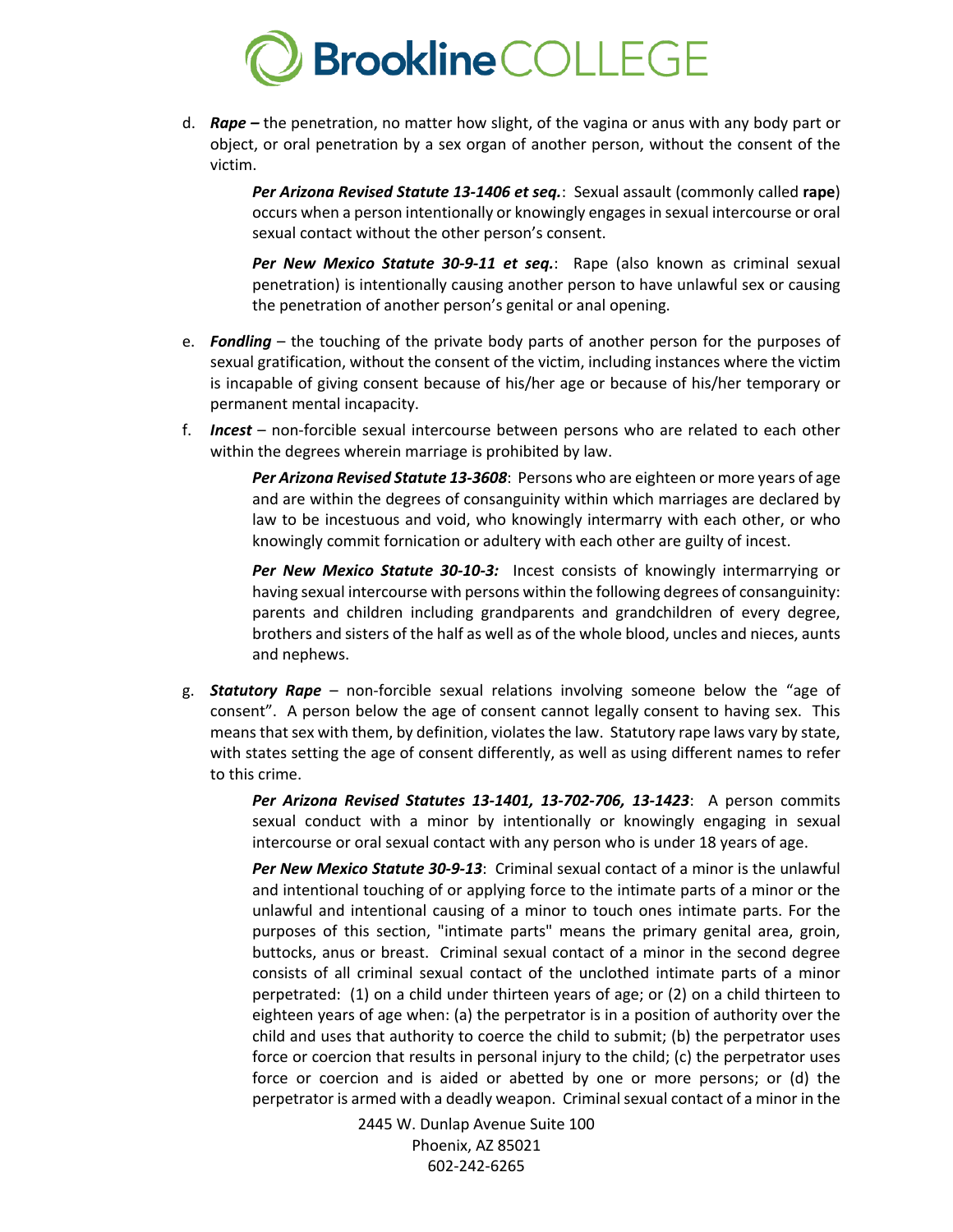d. ***Rape –*** the penetration, no matter how slight, of the vagina or anus with any body part or object, or oral penetration by a sex organ of another person, without the consent of the victim.

   ***Per Arizona Revised Statute 13-1406 et seq.***: Sexual assault (commonly called **rape**) occurs when a person intentionally or knowingly engages in sexual intercourse or oral sexual contact without the other person's consent.

   ***Per New Mexico Statute 30-9-11 et seq.***: Rape (also known as criminal sexual penetration) is intentionally causing another person to have unlawful sex or causing the penetration of another person's genital or anal opening.

e. ***Fondling*** – the touching of the private body parts of another person for the purposes of sexual gratification, without the consent of the victim, including instances where the victim is incapable of giving consent because of his/her age or because of his/her temporary or permanent mental incapacity.

f. ***Incest*** – non-forcible sexual intercourse between persons who are related to each other within the degrees wherein marriage is prohibited by law.

   ***Per Arizona Revised Statute 13-3608***: Persons who are eighteen or more years of age and are within the degrees of consanguinity within which marriages are declared by law to be incestuous and void, who knowingly intermarry with each other, or who knowingly commit fornication or adultery with each other are guilty of incest.

   ***Per New Mexico Statute 30-10-3:*** Incest consists of knowingly intermarrying or having sexual intercourse with persons within the following degrees of consanguinity: parents and children including grandparents and grandchildren of every degree, brothers and sisters of the half as well as of the whole blood, uncles and nieces, aunts and nephews.

g. ***Statutory Rape*** – non-forcible sexual relations involving someone below the "age of consent". A person below the age of consent cannot legally consent to having sex. This means that sex with them, by definition, violates the law. Statutory rape laws vary by state, with states setting the age of consent differently, as well as using different names to refer to this crime.

   ***Per Arizona Revised Statutes 13-1401, 13-702-706, 13-1423***: A person commits sexual conduct with a minor by intentionally or knowingly engaging in sexual intercourse or oral sexual contact with any person who is under 18 years of age.

   ***Per New Mexico Statute 30-9-13***: Criminal sexual contact of a minor is the unlawful and intentional touching of or applying force to the intimate parts of a minor or the unlawful and intentional causing of a minor to touch ones intimate parts. For the purposes of this section, "intimate parts" means the primary genital area, groin, buttocks, anus or breast. Criminal sexual contact of a minor in the second degree consists of all criminal sexual contact of the unclothed intimate parts of a minor perpetrated: (1) on a child under thirteen years of age; or (2) on a child thirteen to eighteen years of age when: (a) the perpetrator is in a position of authority over the child and uses that authority to coerce the child to submit; (b) the perpetrator uses force or coercion that results in personal injury to the child; (c) the perpetrator uses force or coercion and is aided or abetted by one or more persons; or (d) the perpetrator is armed with a deadly weapon. Criminal sexual contact of a minor in the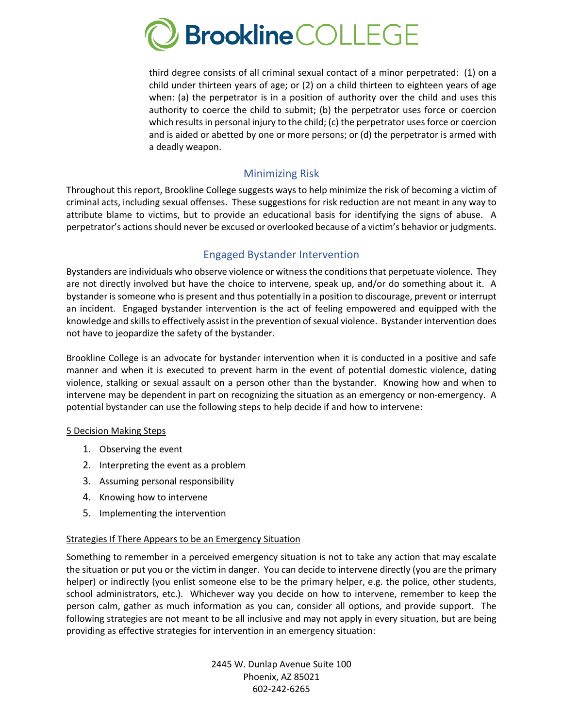third degree consists of all criminal sexual contact of a minor perpetrated: (1) on a child under thirteen years of age; or (2) on a child thirteen to eighteen years of age when: (a) the perpetrator is in a position of authority over the child and uses this authority to coerce the child to submit; (b) the perpetrator uses force or coercion which results in personal injury to the child; (c) the perpetrator uses force or coercion and is aided or abetted by one or more persons; or (d) the perpetrator is armed with a deadly weapon.

## Minimizing Risk

Throughout this report, Brookline College suggests ways to help minimize the risk of becoming a victim of criminal acts, including sexual offenses. These suggestions for risk reduction are not meant in any way to attribute blame to victims, but to provide an educational basis for identifying the signs of abuse. A perpetrator's actions should never be excused or overlooked because of a victim's behavior or judgments.

## Engaged Bystander Intervention

Bystanders are individuals who observe violence or witness the conditions that perpetuate violence. They are not directly involved but have the choice to intervene, speak up, and/or do something about it. A bystander is someone who is present and thus potentially in a position to discourage, prevent or interrupt an incident. Engaged bystander intervention is the act of feeling empowered and equipped with the knowledge and skills to effectively assist in the prevention of sexual violence. Bystander intervention does not have to jeopardize the safety of the bystander.

Brookline College is an advocate for bystander intervention when it is conducted in a positive and safe manner and when it is executed to prevent harm in the event of potential domestic violence, dating violence, stalking or sexual assault on a person other than the bystander. Knowing how and when to intervene may be dependent in part on recognizing the situation as an emergency or non-emergency. A potential bystander can use the following steps to help decide if and how to intervene:

<u>5 Decision Making Steps</u>

1. Observing the event
2. Interpreting the event as a problem
3. Assuming personal responsibility
4. Knowing how to intervene
5. Implementing the intervention

<u>Strategies If There Appears to be an Emergency Situation</u>

Something to remember in a perceived emergency situation is not to take any action that may escalate the situation or put you or the victim in danger. You can decide to intervene directly (you are the primary helper) or indirectly (you enlist someone else to be the primary helper, e.g. the police, other students, school administrators, etc.). Whichever way you decide on how to intervene, remember to keep the person calm, gather as much information as you can, consider all options, and provide support. The following strategies are not meant to be all inclusive and may not apply in every situation, but are being providing as effective strategies for intervention in an emergency situation: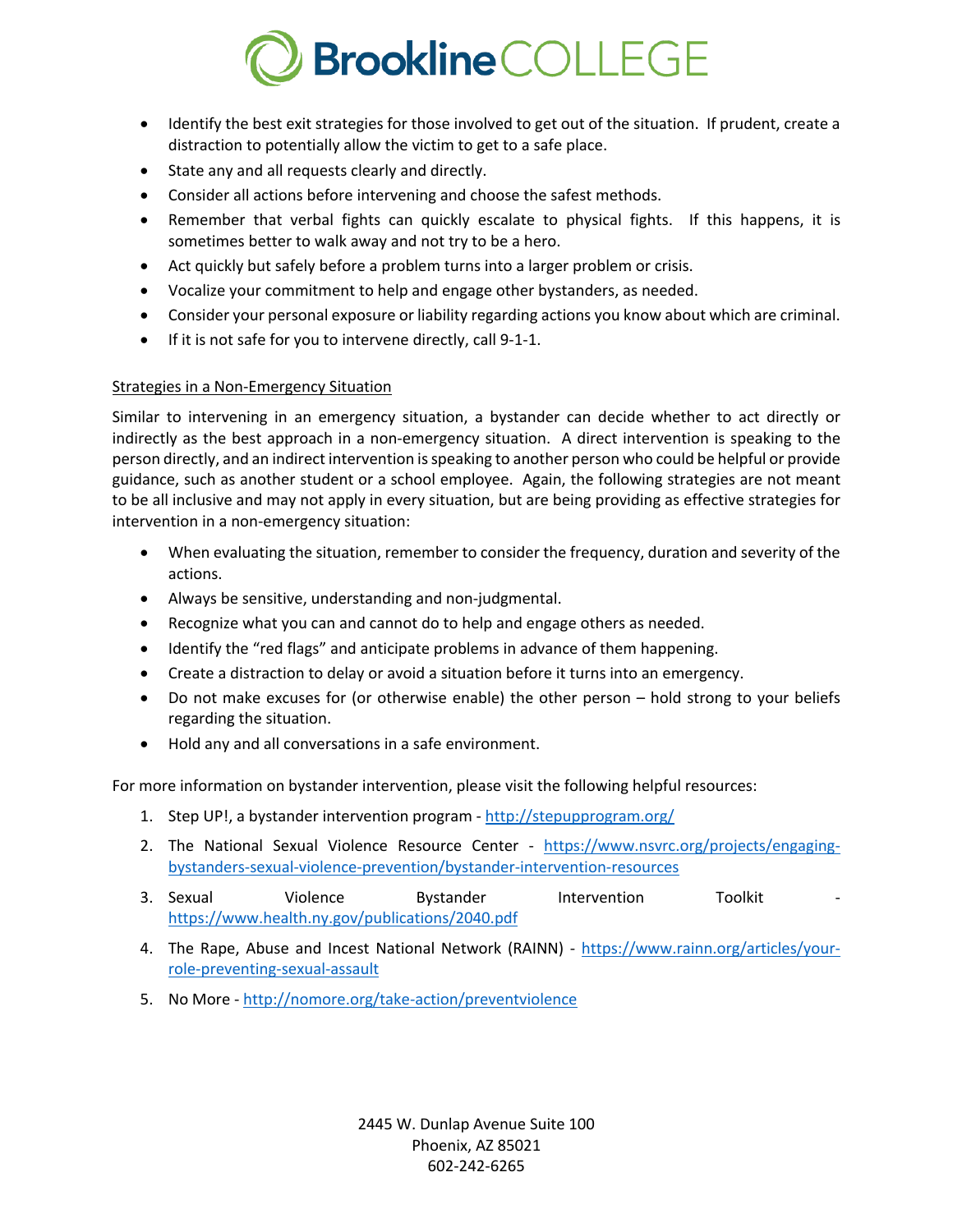- Identify the best exit strategies for those involved to get out of the situation. If prudent, create a distraction to potentially allow the victim to get to a safe place.
- State any and all requests clearly and directly.
- Consider all actions before intervening and choose the safest methods.
- Remember that verbal fights can quickly escalate to physical fights. If this happens, it is sometimes better to walk away and not try to be a hero.
- Act quickly but safely before a problem turns into a larger problem or crisis.
- Vocalize your commitment to help and engage other bystanders, as needed.
- Consider your personal exposure or liability regarding actions you know about which are criminal.
- If it is not safe for you to intervene directly, call 9-1-1.

Strategies in a Non-Emergency Situation

Similar to intervening in an emergency situation, a bystander can decide whether to act directly or indirectly as the best approach in a non-emergency situation. A direct intervention is speaking to the person directly, and an indirect intervention is speaking to another person who could be helpful or provide guidance, such as another student or a school employee. Again, the following strategies are not meant to be all inclusive and may not apply in every situation, but are being providing as effective strategies for intervention in a non-emergency situation:

- When evaluating the situation, remember to consider the frequency, duration and severity of the actions.
- Always be sensitive, understanding and non-judgmental.
- Recognize what you can and cannot do to help and engage others as needed.
- Identify the "red flags" and anticipate problems in advance of them happening.
- Create a distraction to delay or avoid a situation before it turns into an emergency.
- Do not make excuses for (or otherwise enable) the other person – hold strong to your beliefs regarding the situation.
- Hold any and all conversations in a safe environment.

For more information on bystander intervention, please visit the following helpful resources:

1. Step UP!, a bystander intervention program - http://stepupprogram.org/
2. The National Sexual Violence Resource Center - https://www.nsvrc.org/projects/engaging-bystanders-sexual-violence-prevention/bystander-intervention-resources
3. Sexual Violence Bystander Intervention Toolkit - https://www.health.ny.gov/publications/2040.pdf
4. The Rape, Abuse and Incest National Network (RAINN) - https://www.rainn.org/articles/your-role-preventing-sexual-assault
5. No More - http://nomore.org/take-action/preventviolence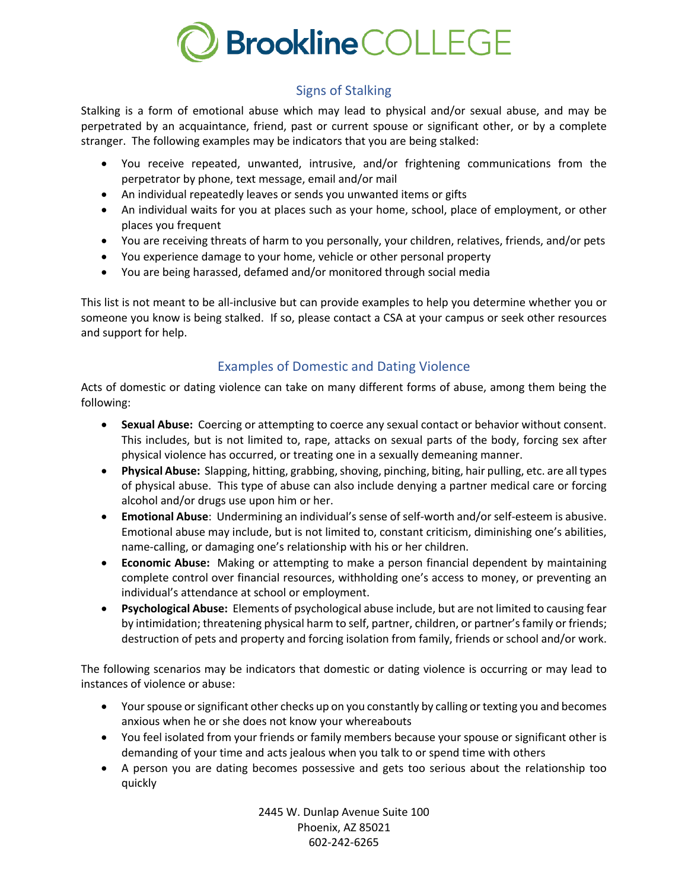## Signs of Stalking

Stalking is a form of emotional abuse which may lead to physical and/or sexual abuse, and may be perpetrated by an acquaintance, friend, past or current spouse or significant other, or by a complete stranger. The following examples may be indicators that you are being stalked:

- You receive repeated, unwanted, intrusive, and/or frightening communications from the perpetrator by phone, text message, email and/or mail
- An individual repeatedly leaves or sends you unwanted items or gifts
- An individual waits for you at places such as your home, school, place of employment, or other places you frequent
- You are receiving threats of harm to you personally, your children, relatives, friends, and/or pets
- You experience damage to your home, vehicle or other personal property
- You are being harassed, defamed and/or monitored through social media

This list is not meant to be all-inclusive but can provide examples to help you determine whether you or someone you know is being stalked. If so, please contact a CSA at your campus or seek other resources and support for help.

## Examples of Domestic and Dating Violence

Acts of domestic or dating violence can take on many different forms of abuse, among them being the following:

- **Sexual Abuse:** Coercing or attempting to coerce any sexual contact or behavior without consent. This includes, but is not limited to, rape, attacks on sexual parts of the body, forcing sex after physical violence has occurred, or treating one in a sexually demeaning manner.
- **Physical Abuse:** Slapping, hitting, grabbing, shoving, pinching, biting, hair pulling, etc. are all types of physical abuse. This type of abuse can also include denying a partner medical care or forcing alcohol and/or drugs use upon him or her.
- **Emotional Abuse**: Undermining an individual's sense of self-worth and/or self-esteem is abusive. Emotional abuse may include, but is not limited to, constant criticism, diminishing one's abilities, name-calling, or damaging one's relationship with his or her children.
- **Economic Abuse:** Making or attempting to make a person financial dependent by maintaining complete control over financial resources, withholding one's access to money, or preventing an individual's attendance at school or employment.
- **Psychological Abuse:** Elements of psychological abuse include, but are not limited to causing fear by intimidation; threatening physical harm to self, partner, children, or partner's family or friends; destruction of pets and property and forcing isolation from family, friends or school and/or work.

The following scenarios may be indicators that domestic or dating violence is occurring or may lead to instances of violence or abuse:

- Your spouse or significant other checks up on you constantly by calling or texting you and becomes anxious when he or she does not know your whereabouts
- You feel isolated from your friends or family members because your spouse or significant other is demanding of your time and acts jealous when you talk to or spend time with others
- A person you are dating becomes possessive and gets too serious about the relationship too quickly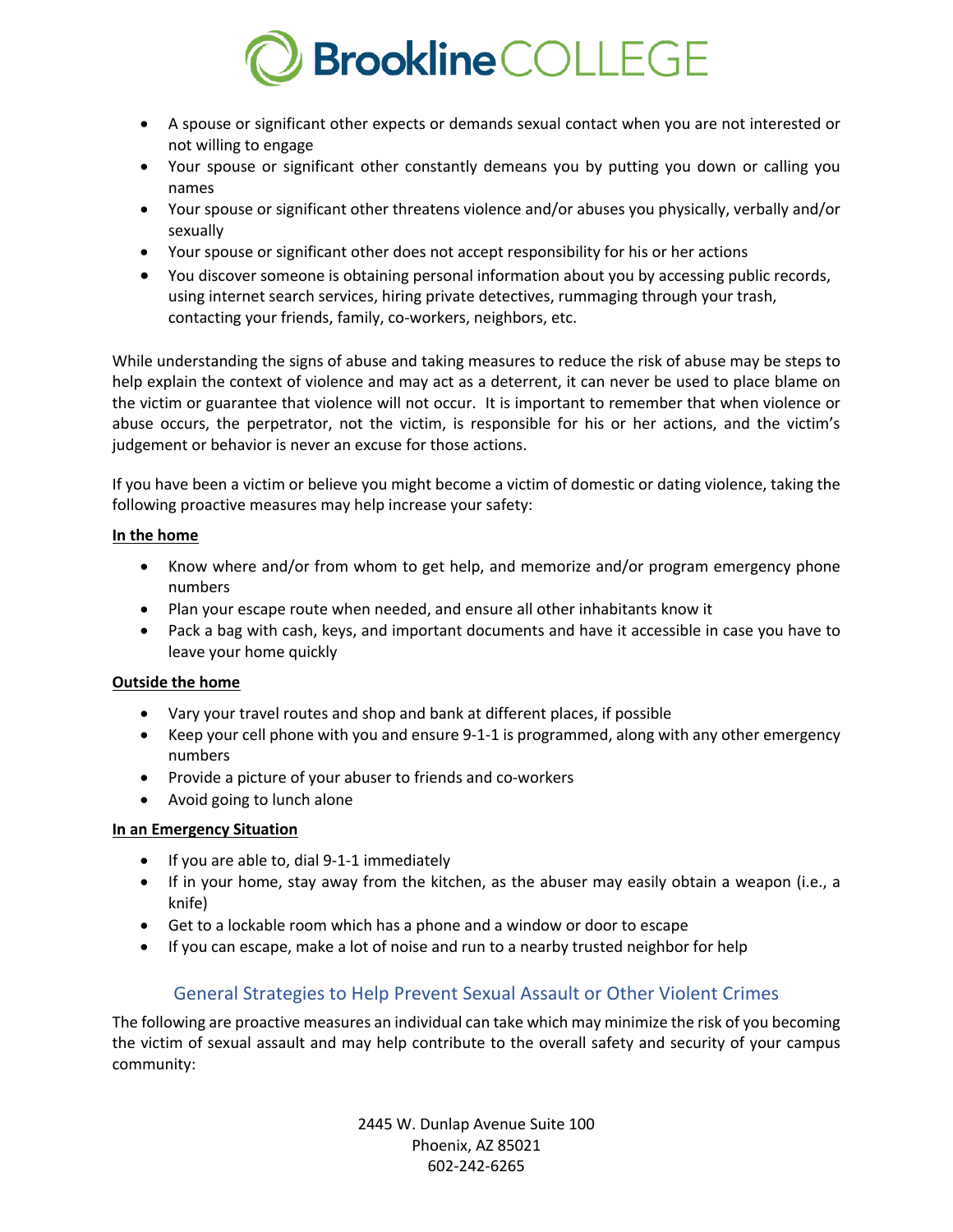- A spouse or significant other expects or demands sexual contact when you are not interested or not willing to engage
- Your spouse or significant other constantly demeans you by putting you down or calling you names
- Your spouse or significant other threatens violence and/or abuses you physically, verbally and/or sexually
- Your spouse or significant other does not accept responsibility for his or her actions
- You discover someone is obtaining personal information about you by accessing public records, using internet search services, hiring private detectives, rummaging through your trash, contacting your friends, family, co-workers, neighbors, etc.

While understanding the signs of abuse and taking measures to reduce the risk of abuse may be steps to help explain the context of violence and may act as a deterrent, it can never be used to place blame on the victim or guarantee that violence will not occur. It is important to remember that when violence or abuse occurs, the perpetrator, not the victim, is responsible for his or her actions, and the victim's judgement or behavior is never an excuse for those actions.

If you have been a victim or believe you might become a victim of domestic or dating violence, taking the following proactive measures may help increase your safety:

**In the home**

- Know where and/or from whom to get help, and memorize and/or program emergency phone numbers
- Plan your escape route when needed, and ensure all other inhabitants know it
- Pack a bag with cash, keys, and important documents and have it accessible in case you have to leave your home quickly

**Outside the home**

- Vary your travel routes and shop and bank at different places, if possible
- Keep your cell phone with you and ensure 9-1-1 is programmed, along with any other emergency numbers
- Provide a picture of your abuser to friends and co-workers
- Avoid going to lunch alone

**In an Emergency Situation**

- If you are able to, dial 9-1-1 immediately
- If in your home, stay away from the kitchen, as the abuser may easily obtain a weapon (i.e., a knife)
- Get to a lockable room which has a phone and a window or door to escape
- If you can escape, make a lot of noise and run to a nearby trusted neighbor for help

## General Strategies to Help Prevent Sexual Assault or Other Violent Crimes

The following are proactive measures an individual can take which may minimize the risk of you becoming the victim of sexual assault and may help contribute to the overall safety and security of your campus community: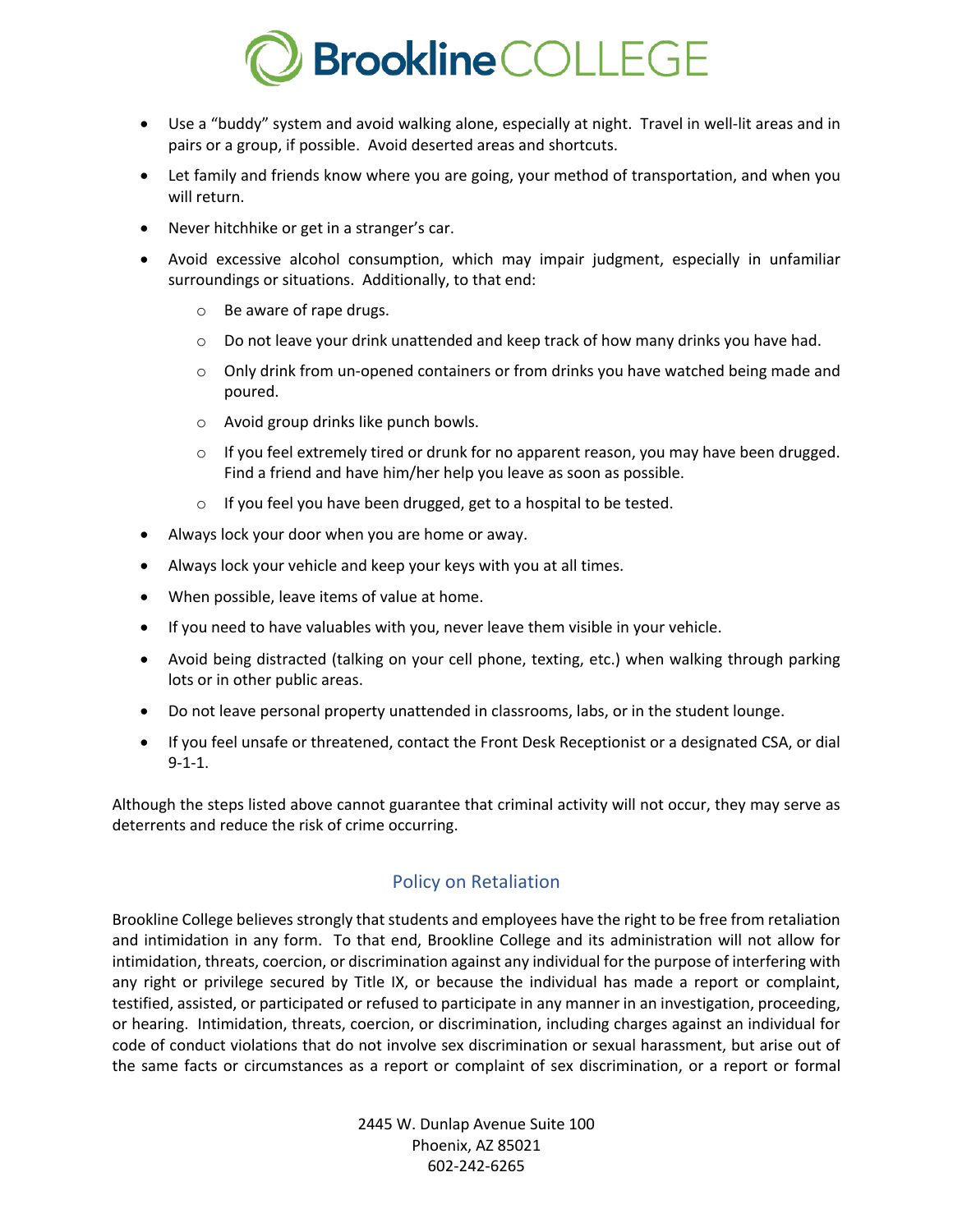- Use a "buddy" system and avoid walking alone, especially at night. Travel in well-lit areas and in pairs or a group, if possible. Avoid deserted areas and shortcuts.
- Let family and friends know where you are going, your method of transportation, and when you will return.
- Never hitchhike or get in a stranger's car.
- Avoid excessive alcohol consumption, which may impair judgment, especially in unfamiliar surroundings or situations. Additionally, to that end:
    - Be aware of rape drugs.
    - Do not leave your drink unattended and keep track of how many drinks you have had.
    - Only drink from un-opened containers or from drinks you have watched being made and poured.
    - Avoid group drinks like punch bowls.
    - If you feel extremely tired or drunk for no apparent reason, you may have been drugged. Find a friend and have him/her help you leave as soon as possible.
    - If you feel you have been drugged, get to a hospital to be tested.
- Always lock your door when you are home or away.
- Always lock your vehicle and keep your keys with you at all times.
- When possible, leave items of value at home.
- If you need to have valuables with you, never leave them visible in your vehicle.
- Avoid being distracted (talking on your cell phone, texting, etc.) when walking through parking lots or in other public areas.
- Do not leave personal property unattended in classrooms, labs, or in the student lounge.
- If you feel unsafe or threatened, contact the Front Desk Receptionist or a designated CSA, or dial 9-1-1.

Although the steps listed above cannot guarantee that criminal activity will not occur, they may serve as deterrents and reduce the risk of crime occurring.

## Policy on Retaliation

Brookline College believes strongly that students and employees have the right to be free from retaliation and intimidation in any form. To that end, Brookline College and its administration will not allow for intimidation, threats, coercion, or discrimination against any individual for the purpose of interfering with any right or privilege secured by Title IX, or because the individual has made a report or complaint, testified, assisted, or participated or refused to participate in any manner in an investigation, proceeding, or hearing. Intimidation, threats, coercion, or discrimination, including charges against an individual for code of conduct violations that do not involve sex discrimination or sexual harassment, but arise out of the same facts or circumstances as a report or complaint of sex discrimination, or a report or formal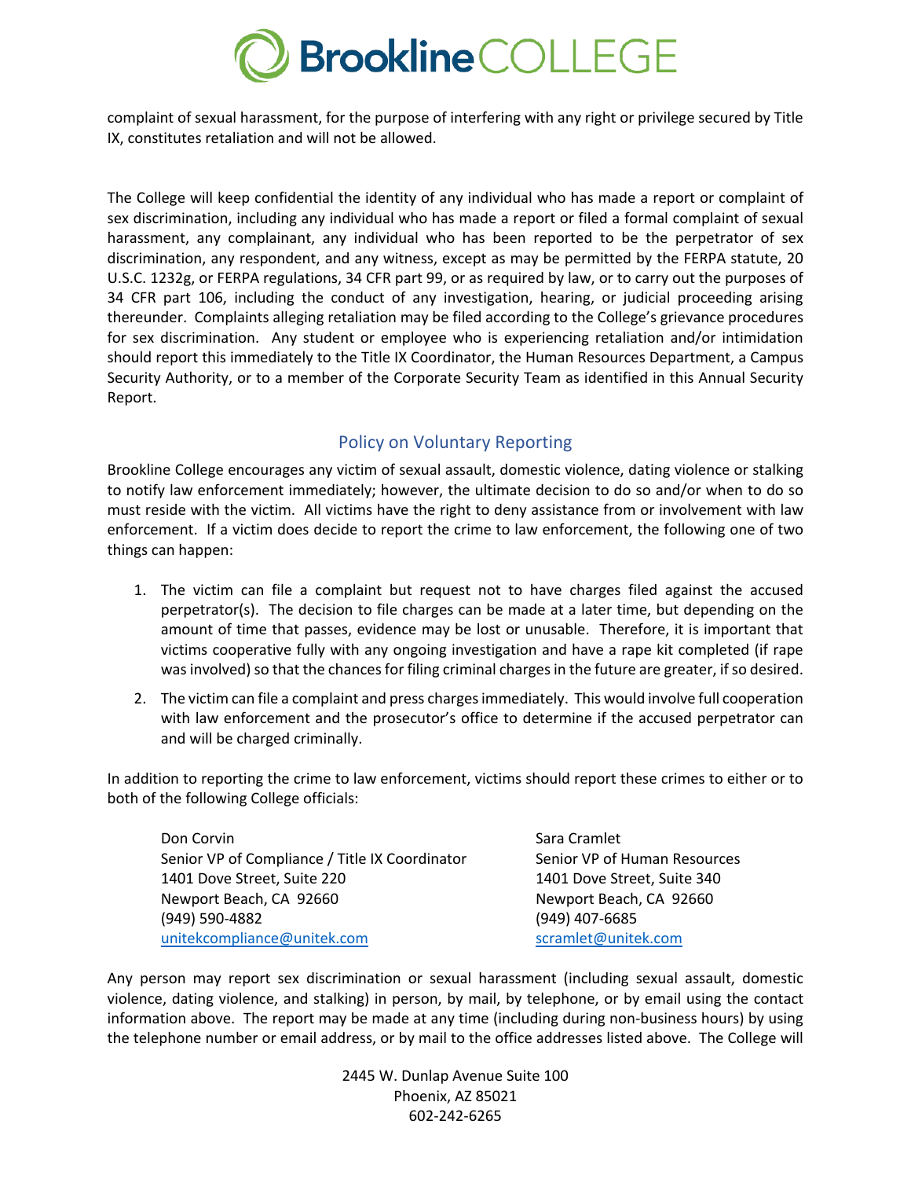complaint of sexual harassment, for the purpose of interfering with any right or privilege secured by Title IX, constitutes retaliation and will not be allowed.

The College will keep confidential the identity of any individual who has made a report or complaint of sex discrimination, including any individual who has made a report or filed a formal complaint of sexual harassment, any complainant, any individual who has been reported to be the perpetrator of sex discrimination, any respondent, and any witness, except as may be permitted by the FERPA statute, 20 U.S.C. 1232g, or FERPA regulations, 34 CFR part 99, or as required by law, or to carry out the purposes of 34 CFR part 106, including the conduct of any investigation, hearing, or judicial proceeding arising thereunder. Complaints alleging retaliation may be filed according to the College's grievance procedures for sex discrimination. Any student or employee who is experiencing retaliation and/or intimidation should report this immediately to the Title IX Coordinator, the Human Resources Department, a Campus Security Authority, or to a member of the Corporate Security Team as identified in this Annual Security Report.

## Policy on Voluntary Reporting

Brookline College encourages any victim of sexual assault, domestic violence, dating violence or stalking to notify law enforcement immediately; however, the ultimate decision to do so and/or when to do so must reside with the victim. All victims have the right to deny assistance from or involvement with law enforcement. If a victim does decide to report the crime to law enforcement, the following one of two things can happen:

1. The victim can file a complaint but request not to have charges filed against the accused perpetrator(s). The decision to file charges can be made at a later time, but depending on the amount of time that passes, evidence may be lost or unusable. Therefore, it is important that victims cooperative fully with any ongoing investigation and have a rape kit completed (if rape was involved) so that the chances for filing criminal charges in the future are greater, if so desired.
2. The victim can file a complaint and press charges immediately. This would involve full cooperation with law enforcement and the prosecutor's office to determine if the accused perpetrator can and will be charged criminally.

In addition to reporting the crime to law enforcement, victims should report these crimes to either or to both of the following College officials:

Don Corvin
Senior VP of Compliance / Title IX Coordinator
1401 Dove Street, Suite 220
Newport Beach, CA 92660
(949) 590-4882
unitekcompliance@unitek.com

Sara Cramlet
Senior VP of Human Resources
1401 Dove Street, Suite 340
Newport Beach, CA 92660
(949) 407-6685
scramlet@unitek.com

Any person may report sex discrimination or sexual harassment (including sexual assault, domestic violence, dating violence, and stalking) in person, by mail, by telephone, or by email using the contact information above. The report may be made at any time (including during non-business hours) by using the telephone number or email address, or by mail to the office addresses listed above. The College will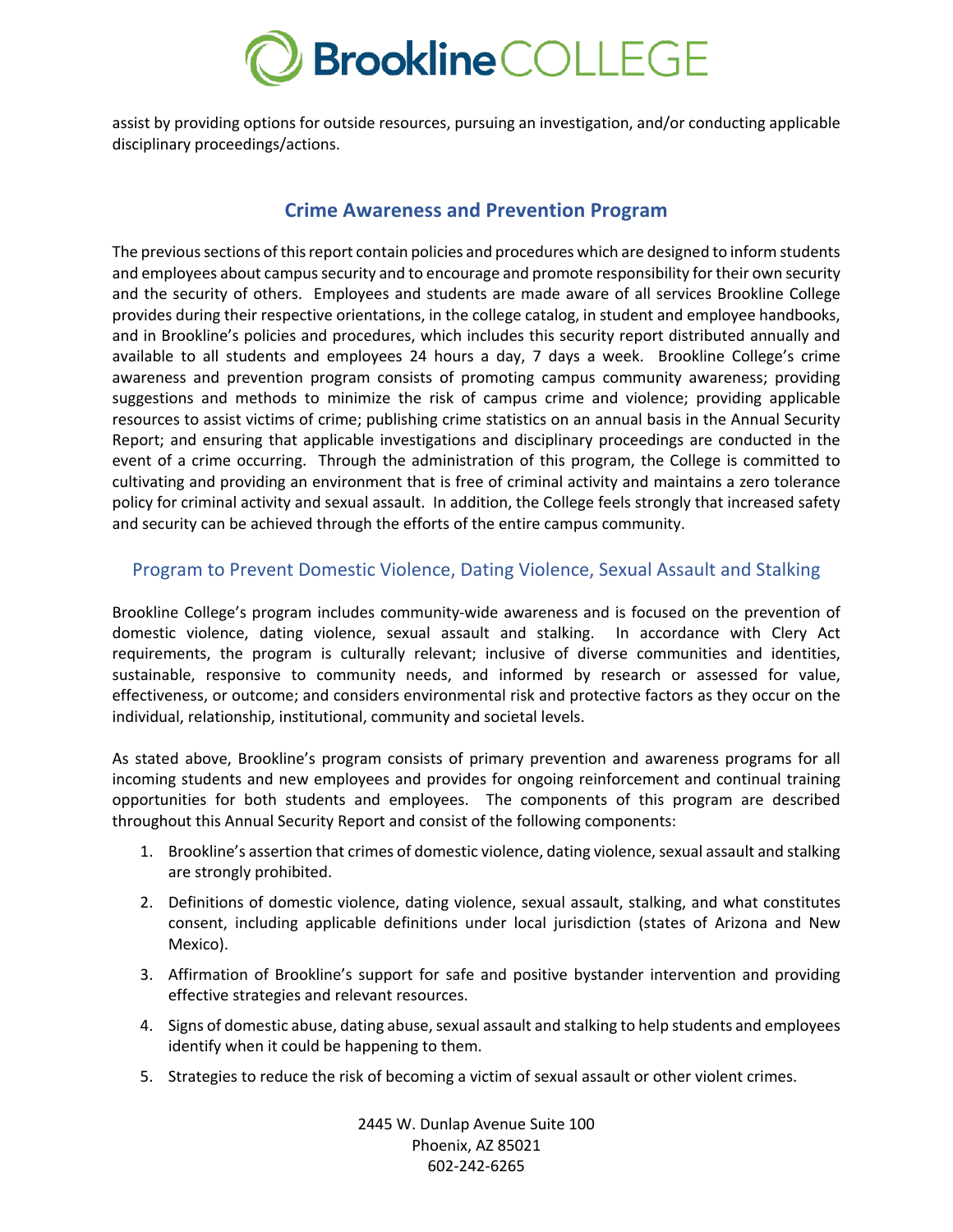assist by providing options for outside resources, pursuing an investigation, and/or conducting applicable disciplinary proceedings/actions.

## Crime Awareness and Prevention Program

The previous sections of this report contain policies and procedures which are designed to inform students and employees about campus security and to encourage and promote responsibility for their own security and the security of others. Employees and students are made aware of all services Brookline College provides during their respective orientations, in the college catalog, in student and employee handbooks, and in Brookline's policies and procedures, which includes this security report distributed annually and available to all students and employees 24 hours a day, 7 days a week. Brookline College's crime awareness and prevention program consists of promoting campus community awareness; providing suggestions and methods to minimize the risk of campus crime and violence; providing applicable resources to assist victims of crime; publishing crime statistics on an annual basis in the Annual Security Report; and ensuring that applicable investigations and disciplinary proceedings are conducted in the event of a crime occurring. Through the administration of this program, the College is committed to cultivating and providing an environment that is free of criminal activity and maintains a zero tolerance policy for criminal activity and sexual assault. In addition, the College feels strongly that increased safety and security can be achieved through the efforts of the entire campus community.

### Program to Prevent Domestic Violence, Dating Violence, Sexual Assault and Stalking

Brookline College's program includes community-wide awareness and is focused on the prevention of domestic violence, dating violence, sexual assault and stalking. In accordance with Clery Act requirements, the program is culturally relevant; inclusive of diverse communities and identities, sustainable, responsive to community needs, and informed by research or assessed for value, effectiveness, or outcome; and considers environmental risk and protective factors as they occur on the individual, relationship, institutional, community and societal levels.

As stated above, Brookline's program consists of primary prevention and awareness programs for all incoming students and new employees and provides for ongoing reinforcement and continual training opportunities for both students and employees. The components of this program are described throughout this Annual Security Report and consist of the following components:

1. Brookline's assertion that crimes of domestic violence, dating violence, sexual assault and stalking are strongly prohibited.
2. Definitions of domestic violence, dating violence, sexual assault, stalking, and what constitutes consent, including applicable definitions under local jurisdiction (states of Arizona and New Mexico).
3. Affirmation of Brookline's support for safe and positive bystander intervention and providing effective strategies and relevant resources.
4. Signs of domestic abuse, dating abuse, sexual assault and stalking to help students and employees identify when it could be happening to them.
5. Strategies to reduce the risk of becoming a victim of sexual assault or other violent crimes.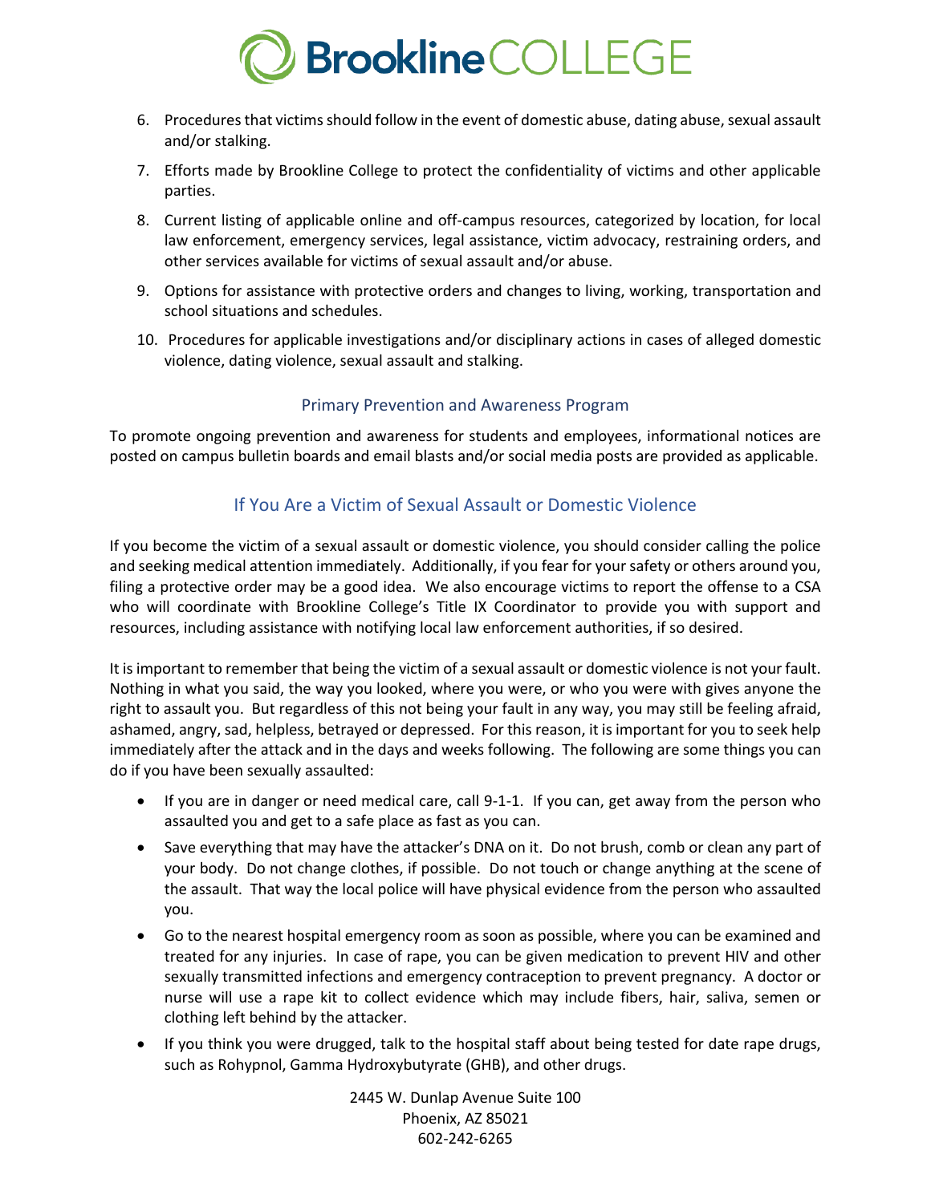6. Procedures that victims should follow in the event of domestic abuse, dating abuse, sexual assault and/or stalking.
7. Efforts made by Brookline College to protect the confidentiality of victims and other applicable parties.
8. Current listing of applicable online and off-campus resources, categorized by location, for local law enforcement, emergency services, legal assistance, victim advocacy, restraining orders, and other services available for victims of sexual assault and/or abuse.
9. Options for assistance with protective orders and changes to living, working, transportation and school situations and schedules.
10. Procedures for applicable investigations and/or disciplinary actions in cases of alleged domestic violence, dating violence, sexual assault and stalking.

### Primary Prevention and Awareness Program

To promote ongoing prevention and awareness for students and employees, informational notices are posted on campus bulletin boards and email blasts and/or social media posts are provided as applicable.

## If You Are a Victim of Sexual Assault or Domestic Violence

If you become the victim of a sexual assault or domestic violence, you should consider calling the police and seeking medical attention immediately. Additionally, if you fear for your safety or others around you, filing a protective order may be a good idea. We also encourage victims to report the offense to a CSA who will coordinate with Brookline College's Title IX Coordinator to provide you with support and resources, including assistance with notifying local law enforcement authorities, if so desired.

It is important to remember that being the victim of a sexual assault or domestic violence is not your fault. Nothing in what you said, the way you looked, where you were, or who you were with gives anyone the right to assault you. But regardless of this not being your fault in any way, you may still be feeling afraid, ashamed, angry, sad, helpless, betrayed or depressed. For this reason, it is important for you to seek help immediately after the attack and in the days and weeks following. The following are some things you can do if you have been sexually assaulted:

- If you are in danger or need medical care, call 9-1-1. If you can, get away from the person who assaulted you and get to a safe place as fast as you can.
- Save everything that may have the attacker's DNA on it. Do not brush, comb or clean any part of your body. Do not change clothes, if possible. Do not touch or change anything at the scene of the assault. That way the local police will have physical evidence from the person who assaulted you.
- Go to the nearest hospital emergency room as soon as possible, where you can be examined and treated for any injuries. In case of rape, you can be given medication to prevent HIV and other sexually transmitted infections and emergency contraception to prevent pregnancy. A doctor or nurse will use a rape kit to collect evidence which may include fibers, hair, saliva, semen or clothing left behind by the attacker.
- If you think you were drugged, talk to the hospital staff about being tested for date rape drugs, such as Rohypnol, Gamma Hydroxybutyrate (GHB), and other drugs.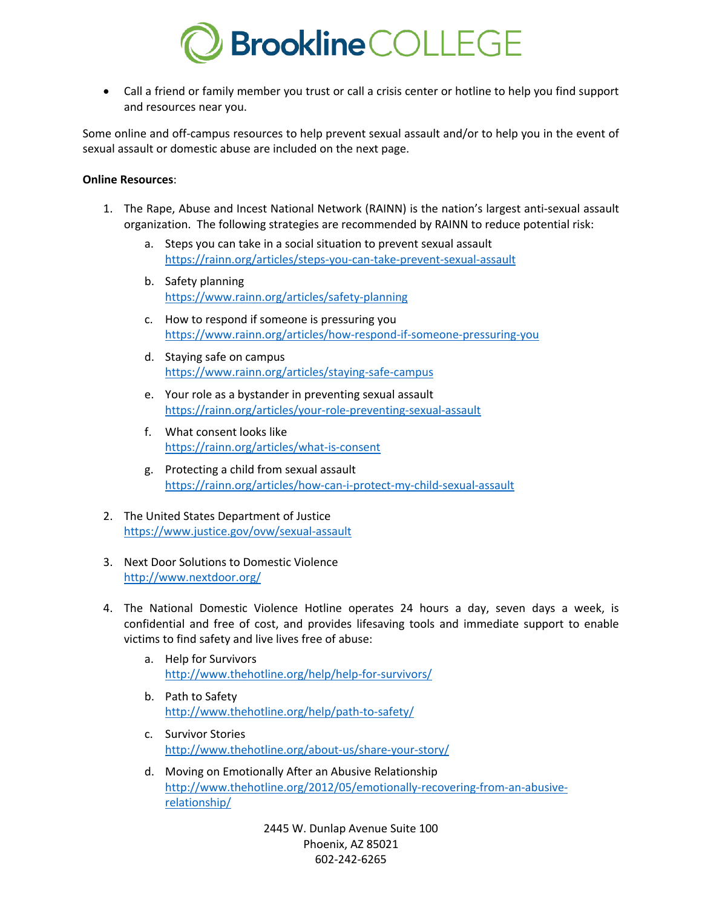- Call a friend or family member you trust or call a crisis center or hotline to help you find support and resources near you.

Some online and off-campus resources to help prevent sexual assault and/or to help you in the event of sexual assault or domestic abuse are included on the next page.

**Online Resources**:

1. The Rape, Abuse and Incest National Network (RAINN) is the nation's largest anti-sexual assault organization. The following strategies are recommended by RAINN to reduce potential risk:
   a. Steps you can take in a social situation to prevent sexual assault
      https://rainn.org/articles/steps-you-can-take-prevent-sexual-assault
   b. Safety planning
      https://www.rainn.org/articles/safety-planning
   c. How to respond if someone is pressuring you
      https://www.rainn.org/articles/how-respond-if-someone-pressuring-you
   d. Staying safe on campus
      https://www.rainn.org/articles/staying-safe-campus
   e. Your role as a bystander in preventing sexual assault
      https://rainn.org/articles/your-role-preventing-sexual-assault
   f. What consent looks like
      https://rainn.org/articles/what-is-consent
   g. Protecting a child from sexual assault
      https://rainn.org/articles/how-can-i-protect-my-child-sexual-assault

2. The United States Department of Justice
   https://www.justice.gov/ovw/sexual-assault

3. Next Door Solutions to Domestic Violence
   http://www.nextdoor.org/

4. The National Domestic Violence Hotline operates 24 hours a day, seven days a week, is confidential and free of cost, and provides lifesaving tools and immediate support to enable victims to find safety and live lives free of abuse:
   a. Help for Survivors
      http://www.thehotline.org/help/help-for-survivors/
   b. Path to Safety
      http://www.thehotline.org/help/path-to-safety/
   c. Survivor Stories
      http://www.thehotline.org/about-us/share-your-story/
   d. Moving on Emotionally After an Abusive Relationship
      http://www.thehotline.org/2012/05/emotionally-recovering-from-an-abusive-relationship/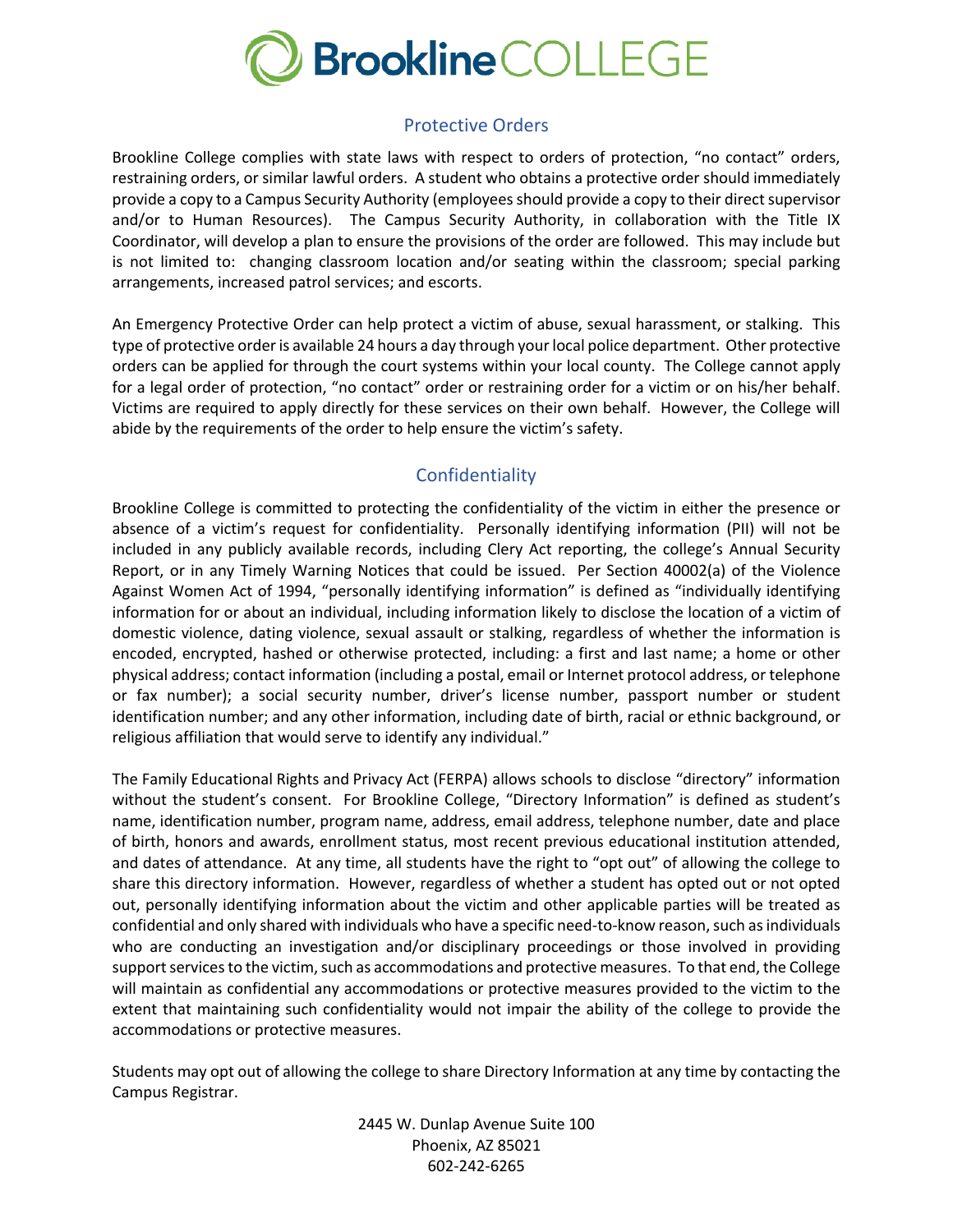## Protective Orders

Brookline College complies with state laws with respect to orders of protection, "no contact" orders, restraining orders, or similar lawful orders. A student who obtains a protective order should immediately provide a copy to a Campus Security Authority (employees should provide a copy to their direct supervisor and/or to Human Resources). The Campus Security Authority, in collaboration with the Title IX Coordinator, will develop a plan to ensure the provisions of the order are followed. This may include but is not limited to: changing classroom location and/or seating within the classroom; special parking arrangements, increased patrol services; and escorts.

An Emergency Protective Order can help protect a victim of abuse, sexual harassment, or stalking. This type of protective order is available 24 hours a day through your local police department. Other protective orders can be applied for through the court systems within your local county. The College cannot apply for a legal order of protection, "no contact" order or restraining order for a victim or on his/her behalf. Victims are required to apply directly for these services on their own behalf. However, the College will abide by the requirements of the order to help ensure the victim's safety.

## Confidentiality

Brookline College is committed to protecting the confidentiality of the victim in either the presence or absence of a victim's request for confidentiality. Personally identifying information (PII) will not be included in any publicly available records, including Clery Act reporting, the college's Annual Security Report, or in any Timely Warning Notices that could be issued. Per Section 40002(a) of the Violence Against Women Act of 1994, "personally identifying information" is defined as "individually identifying information for or about an individual, including information likely to disclose the location of a victim of domestic violence, dating violence, sexual assault or stalking, regardless of whether the information is encoded, encrypted, hashed or otherwise protected, including: a first and last name; a home or other physical address; contact information (including a postal, email or Internet protocol address, or telephone or fax number); a social security number, driver's license number, passport number or student identification number; and any other information, including date of birth, racial or ethnic background, or religious affiliation that would serve to identify any individual."

The Family Educational Rights and Privacy Act (FERPA) allows schools to disclose "directory" information without the student's consent. For Brookline College, "Directory Information" is defined as student's name, identification number, program name, address, email address, telephone number, date and place of birth, honors and awards, enrollment status, most recent previous educational institution attended, and dates of attendance. At any time, all students have the right to "opt out" of allowing the college to share this directory information. However, regardless of whether a student has opted out or not opted out, personally identifying information about the victim and other applicable parties will be treated as confidential and only shared with individuals who have a specific need-to-know reason, such as individuals who are conducting an investigation and/or disciplinary proceedings or those involved in providing support services to the victim, such as accommodations and protective measures. To that end, the College will maintain as confidential any accommodations or protective measures provided to the victim to the extent that maintaining such confidentiality would not impair the ability of the college to provide the accommodations or protective measures.

Students may opt out of allowing the college to share Directory Information at any time by contacting the Campus Registrar.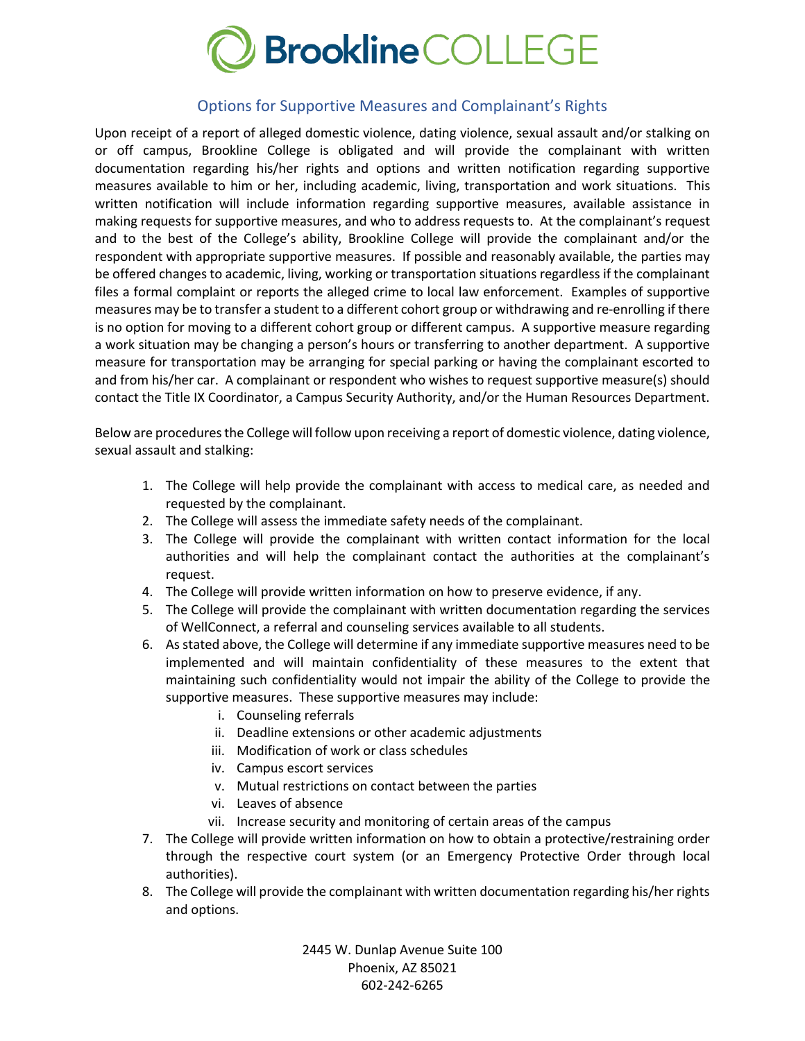## Options for Supportive Measures and Complainant's Rights

Upon receipt of a report of alleged domestic violence, dating violence, sexual assault and/or stalking on or off campus, Brookline College is obligated and will provide the complainant with written documentation regarding his/her rights and options and written notification regarding supportive measures available to him or her, including academic, living, transportation and work situations. This written notification will include information regarding supportive measures, available assistance in making requests for supportive measures, and who to address requests to. At the complainant's request and to the best of the College's ability, Brookline College will provide the complainant and/or the respondent with appropriate supportive measures. If possible and reasonably available, the parties may be offered changes to academic, living, working or transportation situations regardless if the complainant files a formal complaint or reports the alleged crime to local law enforcement. Examples of supportive measures may be to transfer a student to a different cohort group or withdrawing and re-enrolling if there is no option for moving to a different cohort group or different campus. A supportive measure regarding a work situation may be changing a person's hours or transferring to another department. A supportive measure for transportation may be arranging for special parking or having the complainant escorted to and from his/her car. A complainant or respondent who wishes to request supportive measure(s) should contact the Title IX Coordinator, a Campus Security Authority, and/or the Human Resources Department.

Below are procedures the College will follow upon receiving a report of domestic violence, dating violence, sexual assault and stalking:

1. The College will help provide the complainant with access to medical care, as needed and requested by the complainant.
2. The College will assess the immediate safety needs of the complainant.
3. The College will provide the complainant with written contact information for the local authorities and will help the complainant contact the authorities at the complainant's request.
4. The College will provide written information on how to preserve evidence, if any.
5. The College will provide the complainant with written documentation regarding the services of WellConnect, a referral and counseling services available to all students.
6. As stated above, the College will determine if any immediate supportive measures need to be implemented and will maintain confidentiality of these measures to the extent that maintaining such confidentiality would not impair the ability of the College to provide the supportive measures. These supportive measures may include:
   i. Counseling referrals
   ii. Deadline extensions or other academic adjustments
   iii. Modification of work or class schedules
   iv. Campus escort services
   v. Mutual restrictions on contact between the parties
   vi. Leaves of absence
   vii. Increase security and monitoring of certain areas of the campus
7. The College will provide written information on how to obtain a protective/restraining order through the respective court system (or an Emergency Protective Order through local authorities).
8. The College will provide the complainant with written documentation regarding his/her rights and options.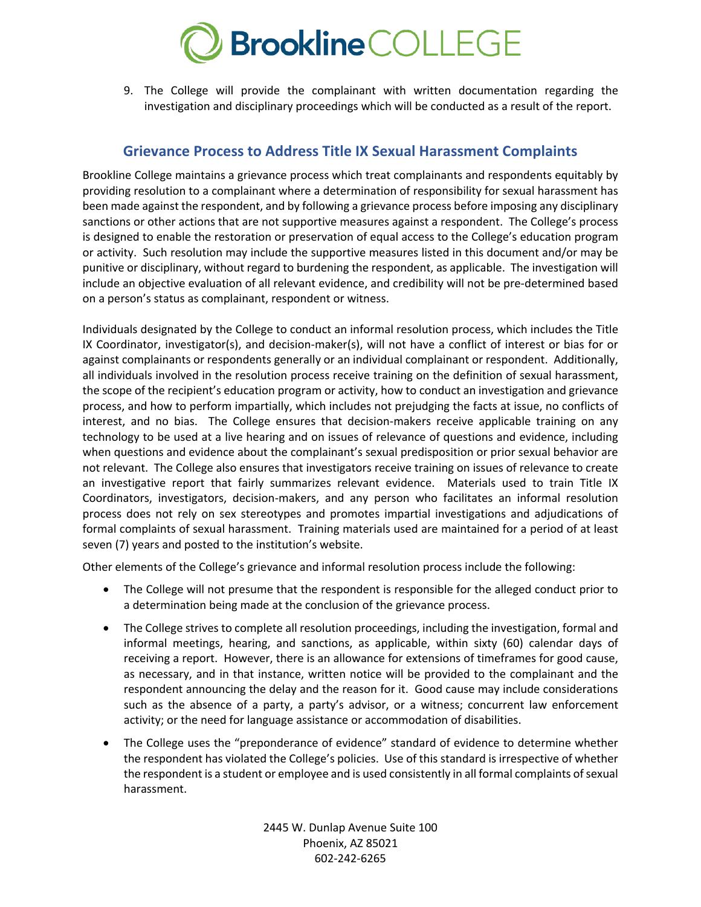9. The College will provide the complainant with written documentation regarding the investigation and disciplinary proceedings which will be conducted as a result of the report.

## Grievance Process to Address Title IX Sexual Harassment Complaints

Brookline College maintains a grievance process which treat complainants and respondents equitably by providing resolution to a complainant where a determination of responsibility for sexual harassment has been made against the respondent, and by following a grievance process before imposing any disciplinary sanctions or other actions that are not supportive measures against a respondent. The College's process is designed to enable the restoration or preservation of equal access to the College's education program or activity. Such resolution may include the supportive measures listed in this document and/or may be punitive or disciplinary, without regard to burdening the respondent, as applicable. The investigation will include an objective evaluation of all relevant evidence, and credibility will not be pre-determined based on a person's status as complainant, respondent or witness.

Individuals designated by the College to conduct an informal resolution process, which includes the Title IX Coordinator, investigator(s), and decision-maker(s), will not have a conflict of interest or bias for or against complainants or respondents generally or an individual complainant or respondent. Additionally, all individuals involved in the resolution process receive training on the definition of sexual harassment, the scope of the recipient's education program or activity, how to conduct an investigation and grievance process, and how to perform impartially, which includes not prejudging the facts at issue, no conflicts of interest, and no bias. The College ensures that decision-makers receive applicable training on any technology to be used at a live hearing and on issues of relevance of questions and evidence, including when questions and evidence about the complainant's sexual predisposition or prior sexual behavior are not relevant. The College also ensures that investigators receive training on issues of relevance to create an investigative report that fairly summarizes relevant evidence. Materials used to train Title IX Coordinators, investigators, decision-makers, and any person who facilitates an informal resolution process does not rely on sex stereotypes and promotes impartial investigations and adjudications of formal complaints of sexual harassment. Training materials used are maintained for a period of at least seven (7) years and posted to the institution's website.

Other elements of the College's grievance and informal resolution process include the following:

- The College will not presume that the respondent is responsible for the alleged conduct prior to a determination being made at the conclusion of the grievance process.
- The College strives to complete all resolution proceedings, including the investigation, formal and informal meetings, hearing, and sanctions, as applicable, within sixty (60) calendar days of receiving a report. However, there is an allowance for extensions of timeframes for good cause, as necessary, and in that instance, written notice will be provided to the complainant and the respondent announcing the delay and the reason for it. Good cause may include considerations such as the absence of a party, a party's advisor, or a witness; concurrent law enforcement activity; or the need for language assistance or accommodation of disabilities.
- The College uses the "preponderance of evidence" standard of evidence to determine whether the respondent has violated the College's policies. Use of this standard is irrespective of whether the respondent is a student or employee and is used consistently in all formal complaints of sexual harassment.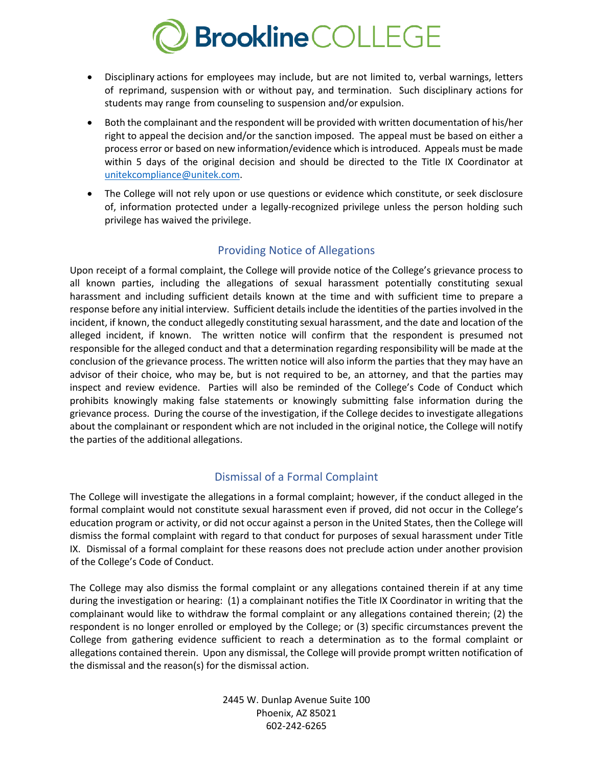- Disciplinary actions for employees may include, but are not limited to, verbal warnings, letters of reprimand, suspension with or without pay, and termination. Such disciplinary actions for students may range from counseling to suspension and/or expulsion.
- Both the complainant and the respondent will be provided with written documentation of his/her right to appeal the decision and/or the sanction imposed. The appeal must be based on either a process error or based on new information/evidence which is introduced. Appeals must be made within 5 days of the original decision and should be directed to the Title IX Coordinator at unitekcompliance@unitek.com.
- The College will not rely upon or use questions or evidence which constitute, or seek disclosure of, information protected under a legally-recognized privilege unless the person holding such privilege has waived the privilege.

## Providing Notice of Allegations

Upon receipt of a formal complaint, the College will provide notice of the College's grievance process to all known parties, including the allegations of sexual harassment potentially constituting sexual harassment and including sufficient details known at the time and with sufficient time to prepare a response before any initial interview. Sufficient details include the identities of the parties involved in the incident, if known, the conduct allegedly constituting sexual harassment, and the date and location of the alleged incident, if known. The written notice will confirm that the respondent is presumed not responsible for the alleged conduct and that a determination regarding responsibility will be made at the conclusion of the grievance process. The written notice will also inform the parties that they may have an advisor of their choice, who may be, but is not required to be, an attorney, and that the parties may inspect and review evidence. Parties will also be reminded of the College's Code of Conduct which prohibits knowingly making false statements or knowingly submitting false information during the grievance process. During the course of the investigation, if the College decides to investigate allegations about the complainant or respondent which are not included in the original notice, the College will notify the parties of the additional allegations.

## Dismissal of a Formal Complaint

The College will investigate the allegations in a formal complaint; however, if the conduct alleged in the formal complaint would not constitute sexual harassment even if proved, did not occur in the College's education program or activity, or did not occur against a person in the United States, then the College will dismiss the formal complaint with regard to that conduct for purposes of sexual harassment under Title IX. Dismissal of a formal complaint for these reasons does not preclude action under another provision of the College's Code of Conduct.

The College may also dismiss the formal complaint or any allegations contained therein if at any time during the investigation or hearing: (1) a complainant notifies the Title IX Coordinator in writing that the complainant would like to withdraw the formal complaint or any allegations contained therein; (2) the respondent is no longer enrolled or employed by the College; or (3) specific circumstances prevent the College from gathering evidence sufficient to reach a determination as to the formal complaint or allegations contained therein. Upon any dismissal, the College will provide prompt written notification of the dismissal and the reason(s) for the dismissal action.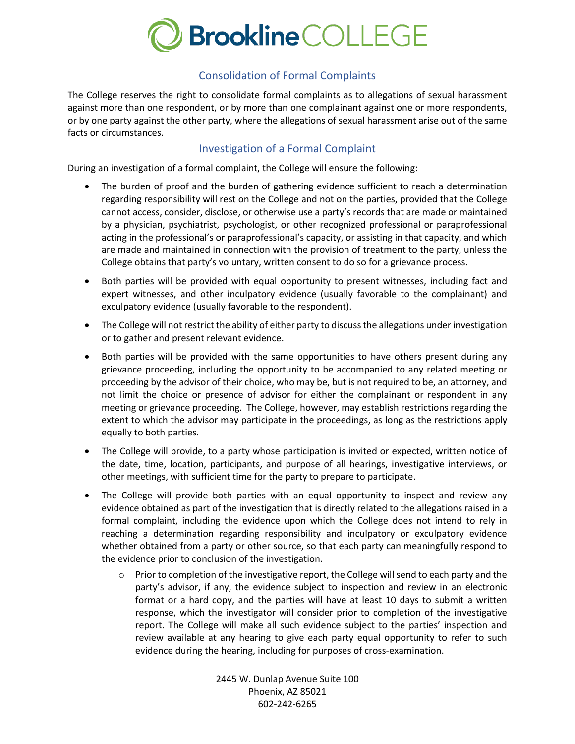## Consolidation of Formal Complaints

The College reserves the right to consolidate formal complaints as to allegations of sexual harassment against more than one respondent, or by more than one complainant against one or more respondents, or by one party against the other party, where the allegations of sexual harassment arise out of the same facts or circumstances.

## Investigation of a Formal Complaint

During an investigation of a formal complaint, the College will ensure the following:

- The burden of proof and the burden of gathering evidence sufficient to reach a determination regarding responsibility will rest on the College and not on the parties, provided that the College cannot access, consider, disclose, or otherwise use a party's records that are made or maintained by a physician, psychiatrist, psychologist, or other recognized professional or paraprofessional acting in the professional's or paraprofessional's capacity, or assisting in that capacity, and which are made and maintained in connection with the provision of treatment to the party, unless the College obtains that party's voluntary, written consent to do so for a grievance process.
- Both parties will be provided with equal opportunity to present witnesses, including fact and expert witnesses, and other inculpatory evidence (usually favorable to the complainant) and exculpatory evidence (usually favorable to the respondent).
- The College will not restrict the ability of either party to discuss the allegations under investigation or to gather and present relevant evidence.
- Both parties will be provided with the same opportunities to have others present during any grievance proceeding, including the opportunity to be accompanied to any related meeting or proceeding by the advisor of their choice, who may be, but is not required to be, an attorney, and not limit the choice or presence of advisor for either the complainant or respondent in any meeting or grievance proceeding. The College, however, may establish restrictions regarding the extent to which the advisor may participate in the proceedings, as long as the restrictions apply equally to both parties.
- The College will provide, to a party whose participation is invited or expected, written notice of the date, time, location, participants, and purpose of all hearings, investigative interviews, or other meetings, with sufficient time for the party to prepare to participate.
- The College will provide both parties with an equal opportunity to inspect and review any evidence obtained as part of the investigation that is directly related to the allegations raised in a formal complaint, including the evidence upon which the College does not intend to rely in reaching a determination regarding responsibility and inculpatory or exculpatory evidence whether obtained from a party or other source, so that each party can meaningfully respond to the evidence prior to conclusion of the investigation.
  - Prior to completion of the investigative report, the College will send to each party and the party's advisor, if any, the evidence subject to inspection and review in an electronic format or a hard copy, and the parties will have at least 10 days to submit a written response, which the investigator will consider prior to completion of the investigative report. The College will make all such evidence subject to the parties' inspection and review available at any hearing to give each party equal opportunity to refer to such evidence during the hearing, including for purposes of cross-examination.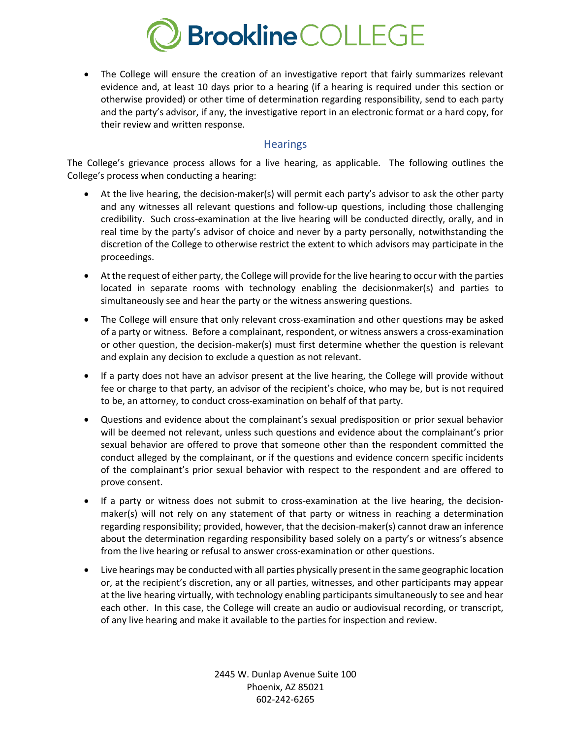- The College will ensure the creation of an investigative report that fairly summarizes relevant evidence and, at least 10 days prior to a hearing (if a hearing is required under this section or otherwise provided) or other time of determination regarding responsibility, send to each party and the party's advisor, if any, the investigative report in an electronic format or a hard copy, for their review and written response.

## Hearings

The College's grievance process allows for a live hearing, as applicable. The following outlines the College's process when conducting a hearing:

- At the live hearing, the decision-maker(s) will permit each party's advisor to ask the other party and any witnesses all relevant questions and follow-up questions, including those challenging credibility. Such cross-examination at the live hearing will be conducted directly, orally, and in real time by the party's advisor of choice and never by a party personally, notwithstanding the discretion of the College to otherwise restrict the extent to which advisors may participate in the proceedings.
- At the request of either party, the College will provide for the live hearing to occur with the parties located in separate rooms with technology enabling the decisionmaker(s) and parties to simultaneously see and hear the party or the witness answering questions.
- The College will ensure that only relevant cross-examination and other questions may be asked of a party or witness. Before a complainant, respondent, or witness answers a cross-examination or other question, the decision-maker(s) must first determine whether the question is relevant and explain any decision to exclude a question as not relevant.
- If a party does not have an advisor present at the live hearing, the College will provide without fee or charge to that party, an advisor of the recipient's choice, who may be, but is not required to be, an attorney, to conduct cross-examination on behalf of that party.
- Questions and evidence about the complainant's sexual predisposition or prior sexual behavior will be deemed not relevant, unless such questions and evidence about the complainant's prior sexual behavior are offered to prove that someone other than the respondent committed the conduct alleged by the complainant, or if the questions and evidence concern specific incidents of the complainant's prior sexual behavior with respect to the respondent and are offered to prove consent.
- If a party or witness does not submit to cross-examination at the live hearing, the decision-maker(s) will not rely on any statement of that party or witness in reaching a determination regarding responsibility; provided, however, that the decision-maker(s) cannot draw an inference about the determination regarding responsibility based solely on a party's or witness's absence from the live hearing or refusal to answer cross-examination or other questions.
- Live hearings may be conducted with all parties physically present in the same geographic location or, at the recipient's discretion, any or all parties, witnesses, and other participants may appear at the live hearing virtually, with technology enabling participants simultaneously to see and hear each other. In this case, the College will create an audio or audiovisual recording, or transcript, of any live hearing and make it available to the parties for inspection and review.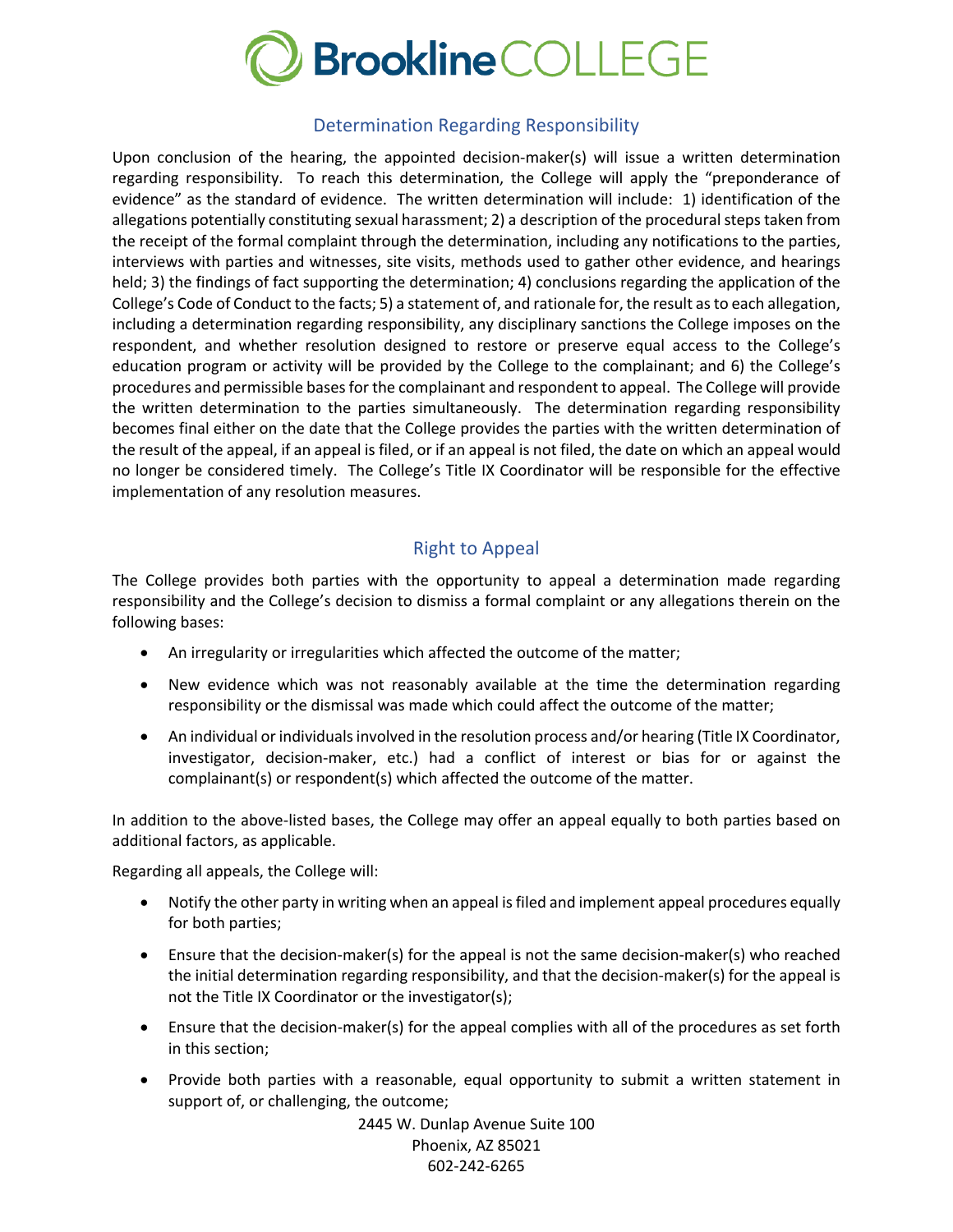## Determination Regarding Responsibility

Upon conclusion of the hearing, the appointed decision-maker(s) will issue a written determination regarding responsibility. To reach this determination, the College will apply the "preponderance of evidence" as the standard of evidence. The written determination will include: 1) identification of the allegations potentially constituting sexual harassment; 2) a description of the procedural steps taken from the receipt of the formal complaint through the determination, including any notifications to the parties, interviews with parties and witnesses, site visits, methods used to gather other evidence, and hearings held; 3) the findings of fact supporting the determination; 4) conclusions regarding the application of the College's Code of Conduct to the facts; 5) a statement of, and rationale for, the result as to each allegation, including a determination regarding responsibility, any disciplinary sanctions the College imposes on the respondent, and whether resolution designed to restore or preserve equal access to the College's education program or activity will be provided by the College to the complainant; and 6) the College's procedures and permissible bases for the complainant and respondent to appeal. The College will provide the written determination to the parties simultaneously. The determination regarding responsibility becomes final either on the date that the College provides the parties with the written determination of the result of the appeal, if an appeal is filed, or if an appeal is not filed, the date on which an appeal would no longer be considered timely. The College's Title IX Coordinator will be responsible for the effective implementation of any resolution measures.

## Right to Appeal

The College provides both parties with the opportunity to appeal a determination made regarding responsibility and the College's decision to dismiss a formal complaint or any allegations therein on the following bases:

- An irregularity or irregularities which affected the outcome of the matter;
- New evidence which was not reasonably available at the time the determination regarding responsibility or the dismissal was made which could affect the outcome of the matter;
- An individual or individuals involved in the resolution process and/or hearing (Title IX Coordinator, investigator, decision-maker, etc.) had a conflict of interest or bias for or against the complainant(s) or respondent(s) which affected the outcome of the matter.

In addition to the above-listed bases, the College may offer an appeal equally to both parties based on additional factors, as applicable.

Regarding all appeals, the College will:

- Notify the other party in writing when an appeal is filed and implement appeal procedures equally for both parties;
- Ensure that the decision-maker(s) for the appeal is not the same decision-maker(s) who reached the initial determination regarding responsibility, and that the decision-maker(s) for the appeal is not the Title IX Coordinator or the investigator(s);
- Ensure that the decision-maker(s) for the appeal complies with all of the procedures as set forth in this section;
- Provide both parties with a reasonable, equal opportunity to submit a written statement in support of, or challenging, the outcome;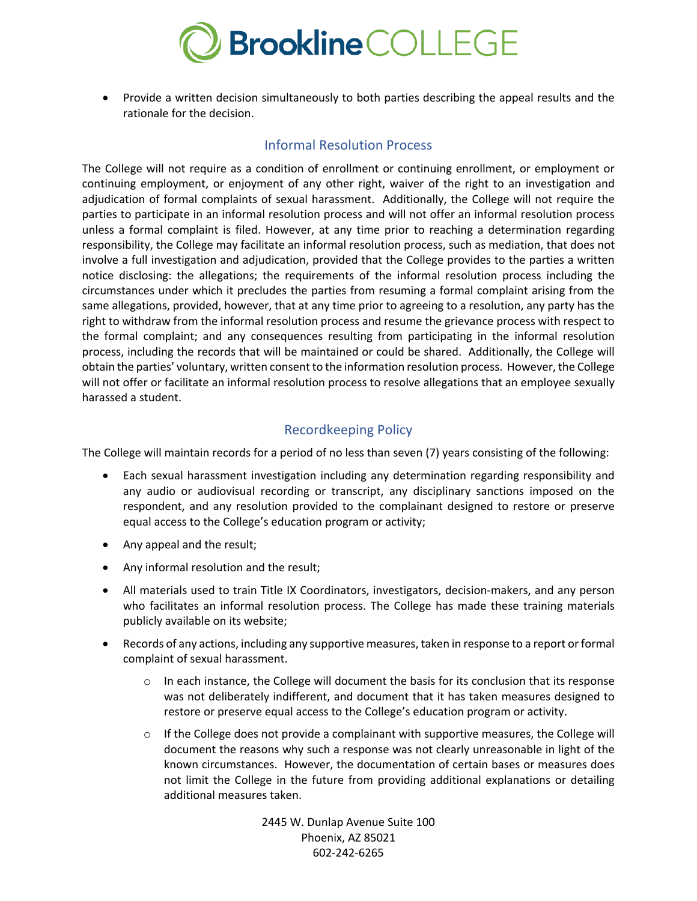- Provide a written decision simultaneously to both parties describing the appeal results and the rationale for the decision.

## Informal Resolution Process

The College will not require as a condition of enrollment or continuing enrollment, or employment or continuing employment, or enjoyment of any other right, waiver of the right to an investigation and adjudication of formal complaints of sexual harassment. Additionally, the College will not require the parties to participate in an informal resolution process and will not offer an informal resolution process unless a formal complaint is filed. However, at any time prior to reaching a determination regarding responsibility, the College may facilitate an informal resolution process, such as mediation, that does not involve a full investigation and adjudication, provided that the College provides to the parties a written notice disclosing: the allegations; the requirements of the informal resolution process including the circumstances under which it precludes the parties from resuming a formal complaint arising from the same allegations, provided, however, that at any time prior to agreeing to a resolution, any party has the right to withdraw from the informal resolution process and resume the grievance process with respect to the formal complaint; and any consequences resulting from participating in the informal resolution process, including the records that will be maintained or could be shared. Additionally, the College will obtain the parties' voluntary, written consent to the information resolution process. However, the College will not offer or facilitate an informal resolution process to resolve allegations that an employee sexually harassed a student.

## Recordkeeping Policy

The College will maintain records for a period of no less than seven (7) years consisting of the following:

- Each sexual harassment investigation including any determination regarding responsibility and any audio or audiovisual recording or transcript, any disciplinary sanctions imposed on the respondent, and any resolution provided to the complainant designed to restore or preserve equal access to the College's education program or activity;
- Any appeal and the result;
- Any informal resolution and the result;
- All materials used to train Title IX Coordinators, investigators, decision-makers, and any person who facilitates an informal resolution process. The College has made these training materials publicly available on its website;
- Records of any actions, including any supportive measures, taken in response to a report or formal complaint of sexual harassment.
  - In each instance, the College will document the basis for its conclusion that its response was not deliberately indifferent, and document that it has taken measures designed to restore or preserve equal access to the College's education program or activity.
  - If the College does not provide a complainant with supportive measures, the College will document the reasons why such a response was not clearly unreasonable in light of the known circumstances. However, the documentation of certain bases or measures does not limit the College in the future from providing additional explanations or detailing additional measures taken.